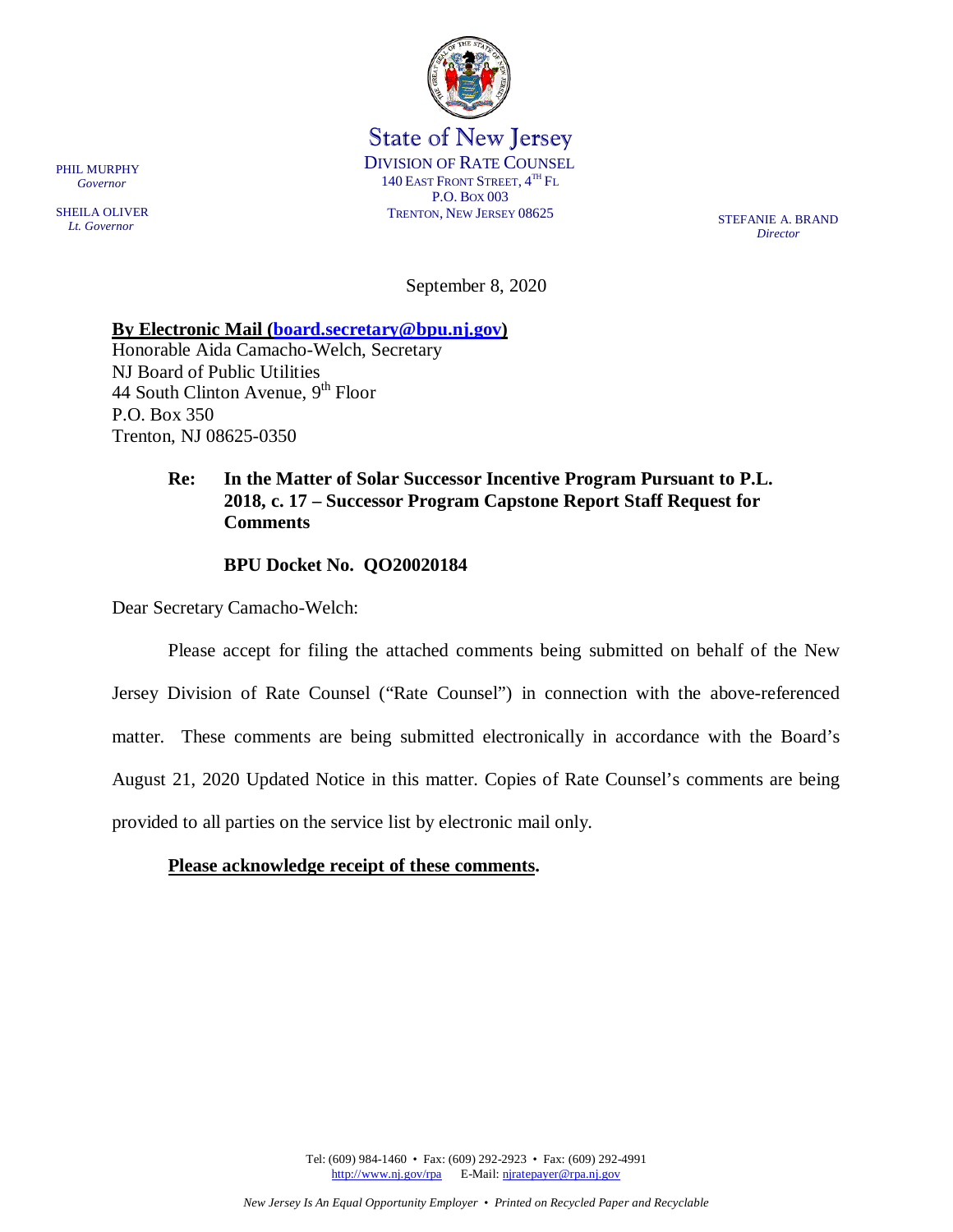State of New Jersey
DIVISION OF RATE COUNSEL
140 EAST FRONT STREET, 4TH FL
P.O. BOX 003
TRENTON, NEW JERSEY 08625

PHIL MURPHY
*Governor*

SHEILA OLIVER
*Lt. Governor*

STEFANIE A. BRAND
*Director*

September 8, 2020

**By Electronic Mail (board.secretary@bpu.nj.gov)**
Honorable Aida Camacho-Welch, Secretary
NJ Board of Public Utilities
44 South Clinton Avenue, 9th Floor
P.O. Box 350
Trenton, NJ 08625-0350

**Re: In the Matter of Solar Successor Incentive Program Pursuant to P.L. 2018, c. 17 – Successor Program Capstone Report Staff Request for Comments**

**BPU Docket No. QO20020184**

Dear Secretary Camacho-Welch:

Please accept for filing the attached comments being submitted on behalf of the New Jersey Division of Rate Counsel ("Rate Counsel") in connection with the above-referenced matter. These comments are being submitted electronically in accordance with the Board's August 21, 2020 Updated Notice in this matter. Copies of Rate Counsel's comments are being provided to all parties on the service list by electronic mail only.

**Please acknowledge receipt of these comments.**

Tel: (609) 984-1460 • Fax: (609) 292-2923 • Fax: (609) 292-4991
http://www.nj.gov/rpa E-Mail: njratepayer@rpa.nj.gov

*New Jersey Is An Equal Opportunity Employer • Printed on Recycled Paper and Recyclable*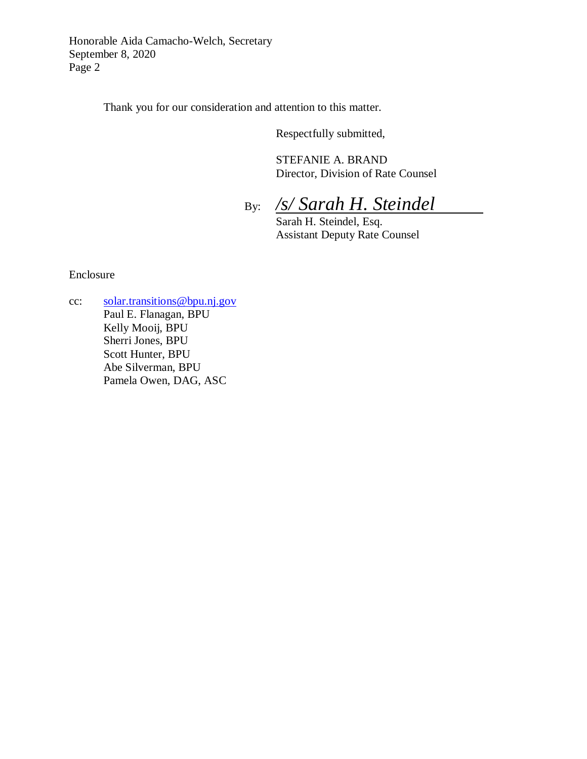Thank you for our consideration and attention to this matter.

Respectfully submitted,

STEFANIE A. BRAND
Director, Division of Rate Counsel

By: */s/ Sarah H. Steindel*
Sarah H. Steindel, Esq.
Assistant Deputy Rate Counsel

Enclosure

cc: solar.transitions@bpu.nj.gov
Paul E. Flanagan, BPU
Kelly Mooij, BPU
Sherri Jones, BPU
Scott Hunter, BPU
Abe Silverman, BPU
Pamela Owen, DAG, ASC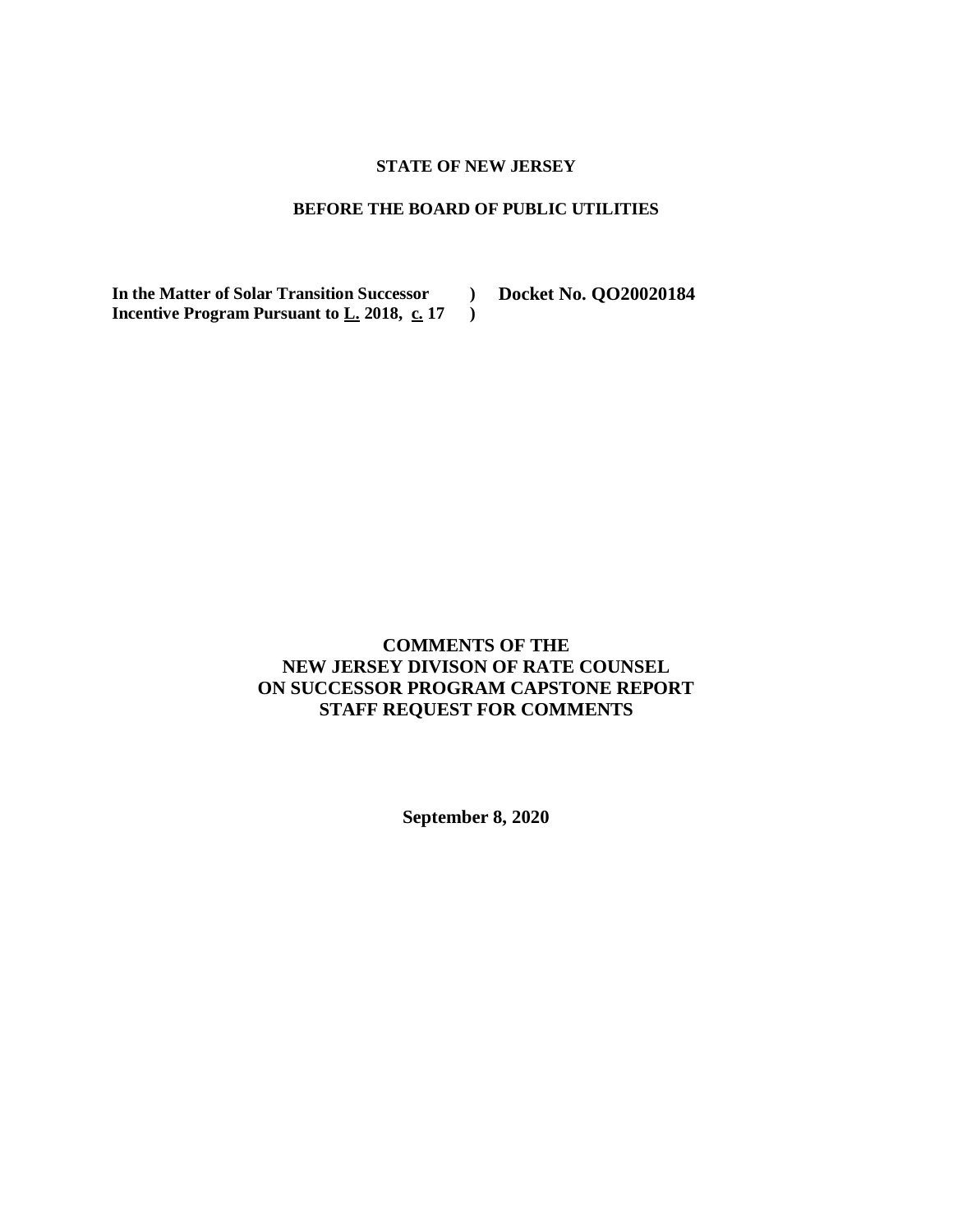**STATE OF NEW JERSEY**

**BEFORE THE BOARD OF PUBLIC UTILITIES**

| | | |
|---|---|---|
| **In the Matter of Solar Transition Successor Incentive Program Pursuant to L. 2018, c. 17** | **)** **)** | **Docket No. QO20020184** |

**COMMENTS OF THE NEW JERSEY DIVISON OF RATE COUNSEL ON SUCCESSOR PROGRAM CAPSTONE REPORT STAFF REQUEST FOR COMMENTS**

**September 8, 2020**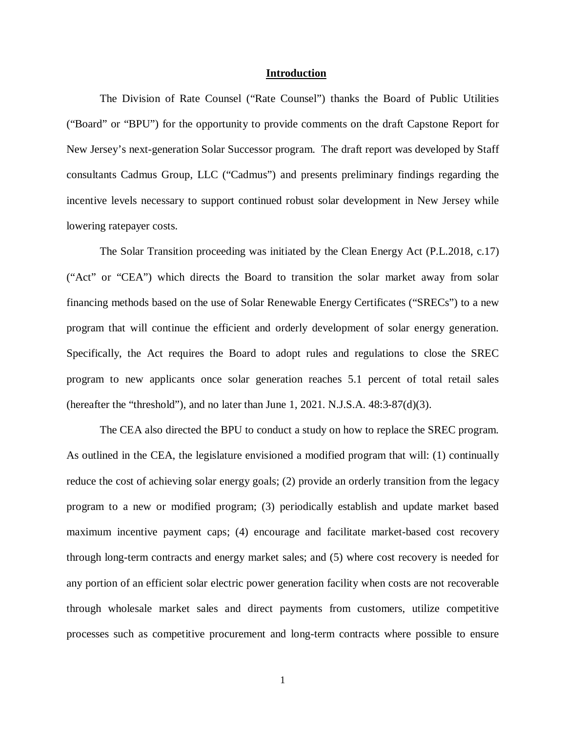## Introduction

The Division of Rate Counsel ("Rate Counsel") thanks the Board of Public Utilities ("Board" or "BPU") for the opportunity to provide comments on the draft Capstone Report for New Jersey's next-generation Solar Successor program. The draft report was developed by Staff consultants Cadmus Group, LLC ("Cadmus") and presents preliminary findings regarding the incentive levels necessary to support continued robust solar development in New Jersey while lowering ratepayer costs.

The Solar Transition proceeding was initiated by the Clean Energy Act (P.L.2018, c.17) ("Act" or "CEA") which directs the Board to transition the solar market away from solar financing methods based on the use of Solar Renewable Energy Certificates ("SRECs") to a new program that will continue the efficient and orderly development of solar energy generation. Specifically, the Act requires the Board to adopt rules and regulations to close the SREC program to new applicants once solar generation reaches 5.1 percent of total retail sales (hereafter the "threshold"), and no later than June 1, 2021. N.J.S.A. 48:3-87(d)(3).

The CEA also directed the BPU to conduct a study on how to replace the SREC program. As outlined in the CEA, the legislature envisioned a modified program that will: (1) continually reduce the cost of achieving solar energy goals; (2) provide an orderly transition from the legacy program to a new or modified program; (3) periodically establish and update market based maximum incentive payment caps; (4) encourage and facilitate market-based cost recovery through long-term contracts and energy market sales; and (5) where cost recovery is needed for any portion of an efficient solar electric power generation facility when costs are not recoverable through wholesale market sales and direct payments from customers, utilize competitive processes such as competitive procurement and long-term contracts where possible to ensure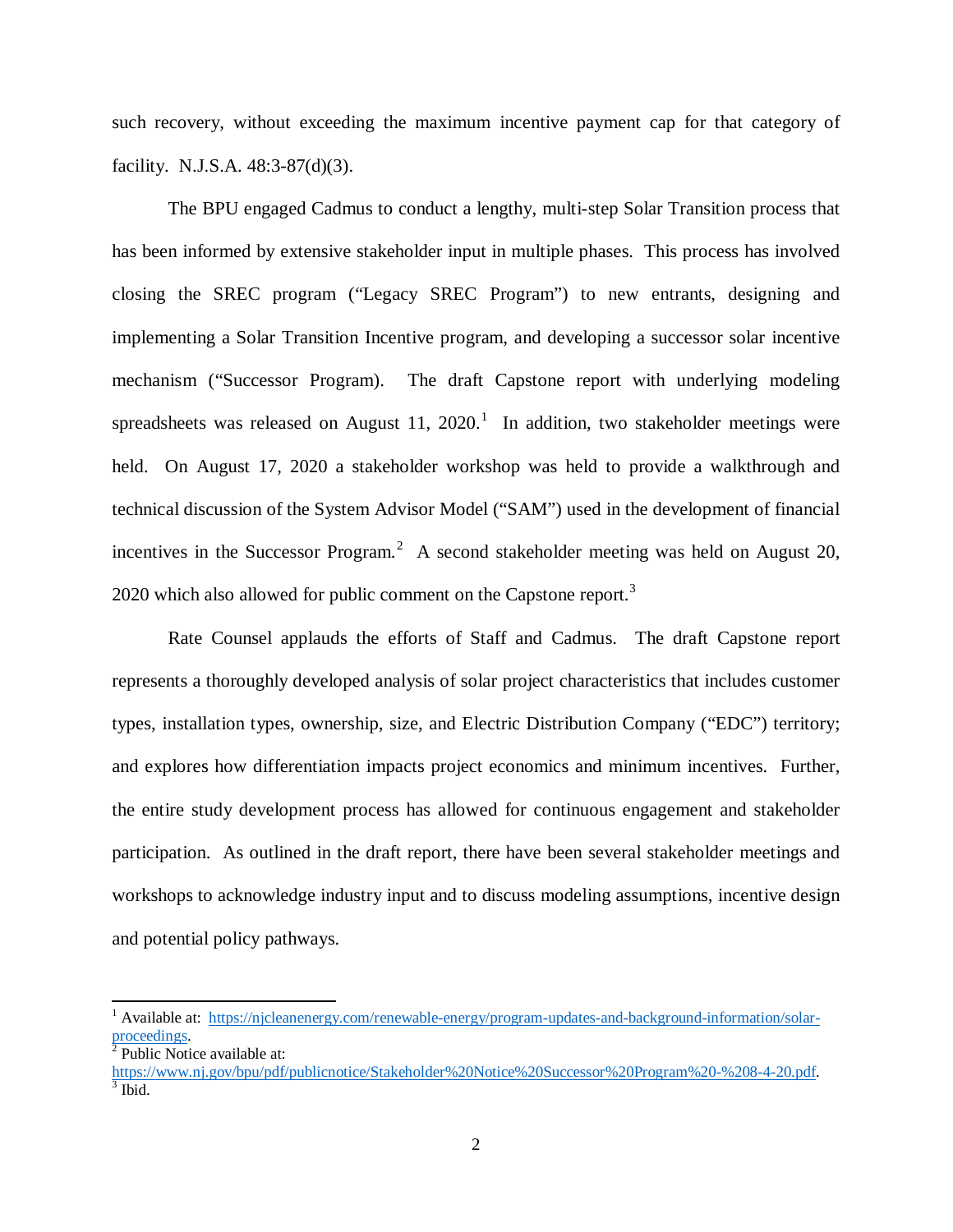such recovery, without exceeding the maximum incentive payment cap for that category of facility. N.J.S.A. 48:3-87(d)(3).

The BPU engaged Cadmus to conduct a lengthy, multi-step Solar Transition process that has been informed by extensive stakeholder input in multiple phases. This process has involved closing the SREC program ("Legacy SREC Program") to new entrants, designing and implementing a Solar Transition Incentive program, and developing a successor solar incentive mechanism ("Successor Program). The draft Capstone report with underlying modeling spreadsheets was released on August 11, 2020.[1] In addition, two stakeholder meetings were held. On August 17, 2020 a stakeholder workshop was held to provide a walkthrough and technical discussion of the System Advisor Model ("SAM") used in the development of financial incentives in the Successor Program.[2] A second stakeholder meeting was held on August 20, 2020 which also allowed for public comment on the Capstone report.[3]

Rate Counsel applauds the efforts of Staff and Cadmus. The draft Capstone report represents a thoroughly developed analysis of solar project characteristics that includes customer types, installation types, ownership, size, and Electric Distribution Company ("EDC") territory; and explores how differentiation impacts project economics and minimum incentives. Further, the entire study development process has allowed for continuous engagement and stakeholder participation. As outlined in the draft report, there have been several stakeholder meetings and workshops to acknowledge industry input and to discuss modeling assumptions, incentive design and potential policy pathways.

---

[1] Available at: https://njcleanenergy.com/renewable-energy/program-updates-and-background-information/solar-proceedings.

[2] Public Notice available at: https://www.nj.gov/bpu/pdf/publicnotice/Stakeholder%20Notice%20Successor%20Program%20-%208-4-20.pdf.

[3] Ibid.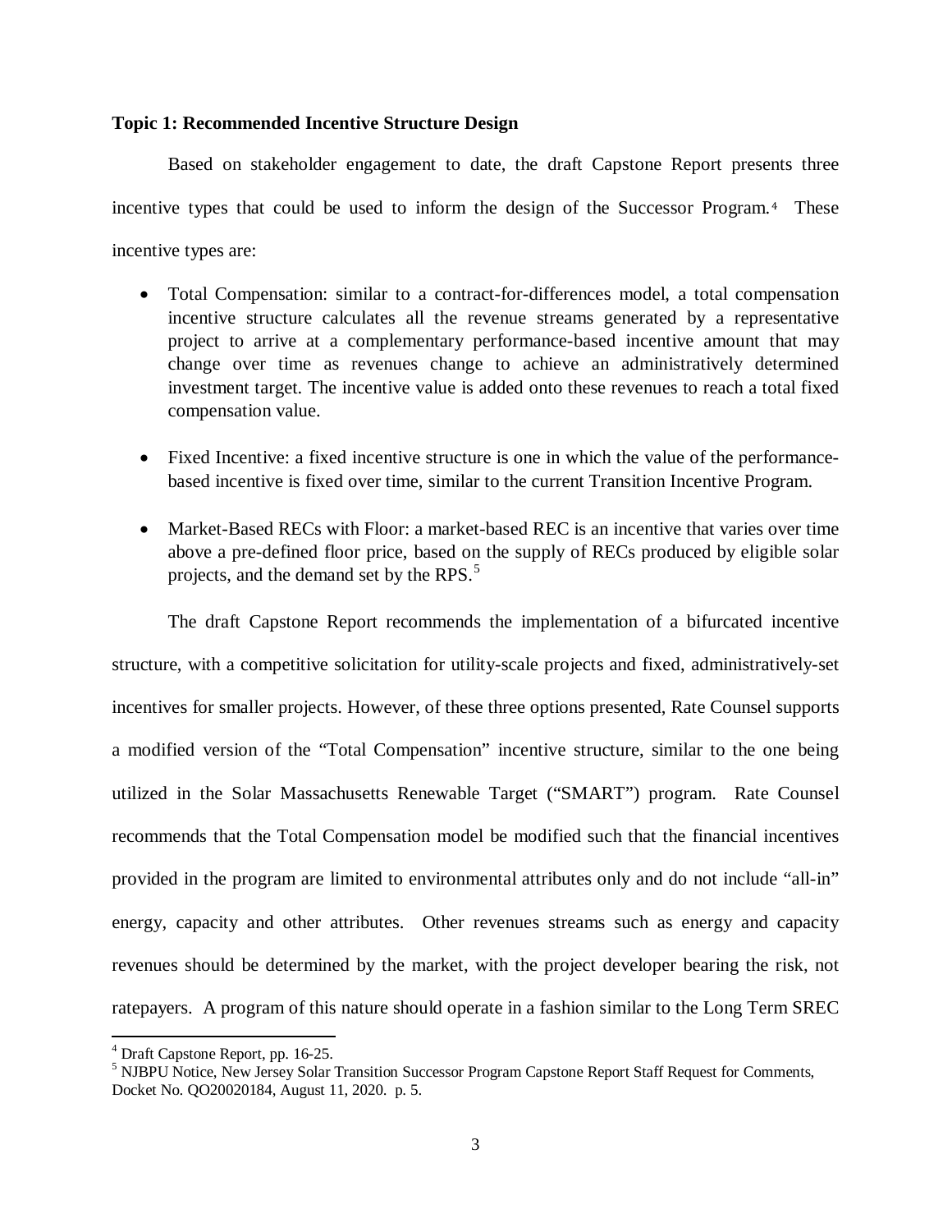**Topic 1: Recommended Incentive Structure Design**

Based on stakeholder engagement to date, the draft Capstone Report presents three incentive types that could be used to inform the design of the Successor Program.[4] These incentive types are:

- Total Compensation: similar to a contract-for-differences model, a total compensation incentive structure calculates all the revenue streams generated by a representative project to arrive at a complementary performance-based incentive amount that may change over time as revenues change to achieve an administratively determined investment target. The incentive value is added onto these revenues to reach a total fixed compensation value.
- Fixed Incentive: a fixed incentive structure is one in which the value of the performance-based incentive is fixed over time, similar to the current Transition Incentive Program.
- Market-Based RECs with Floor: a market-based REC is an incentive that varies over time above a pre-defined floor price, based on the supply of RECs produced by eligible solar projects, and the demand set by the RPS.[5]

The draft Capstone Report recommends the implementation of a bifurcated incentive structure, with a competitive solicitation for utility-scale projects and fixed, administratively-set incentives for smaller projects. However, of these three options presented, Rate Counsel supports a modified version of the "Total Compensation" incentive structure, similar to the one being utilized in the Solar Massachusetts Renewable Target ("SMART") program. Rate Counsel recommends that the Total Compensation model be modified such that the financial incentives provided in the program are limited to environmental attributes only and do not include "all-in" energy, capacity and other attributes. Other revenues streams such as energy and capacity revenues should be determined by the market, with the project developer bearing the risk, not ratepayers. A program of this nature should operate in a fashion similar to the Long Term SREC

---

[4] Draft Capstone Report, pp. 16-25.

[5] NJBPU Notice, New Jersey Solar Transition Successor Program Capstone Report Staff Request for Comments, Docket No. QO20020184, August 11, 2020. p. 5.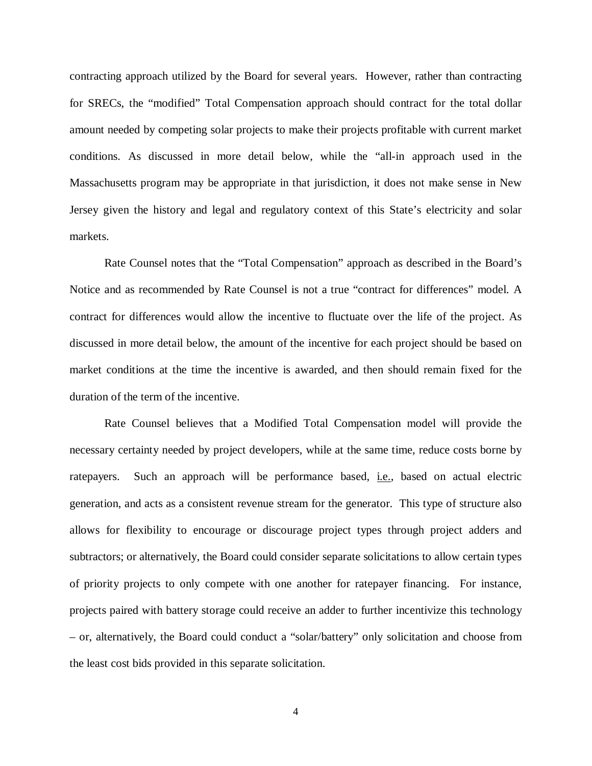contracting approach utilized by the Board for several years. However, rather than contracting for SRECs, the "modified" Total Compensation approach should contract for the total dollar amount needed by competing solar projects to make their projects profitable with current market conditions. As discussed in more detail below, while the "all-in approach used in the Massachusetts program may be appropriate in that jurisdiction, it does not make sense in New Jersey given the history and legal and regulatory context of this State's electricity and solar markets.

Rate Counsel notes that the "Total Compensation" approach as described in the Board's Notice and as recommended by Rate Counsel is not a true "contract for differences" model. A contract for differences would allow the incentive to fluctuate over the life of the project. As discussed in more detail below, the amount of the incentive for each project should be based on market conditions at the time the incentive is awarded, and then should remain fixed for the duration of the term of the incentive.

Rate Counsel believes that a Modified Total Compensation model will provide the necessary certainty needed by project developers, while at the same time, reduce costs borne by ratepayers. Such an approach will be performance based, i.e., based on actual electric generation, and acts as a consistent revenue stream for the generator. This type of structure also allows for flexibility to encourage or discourage project types through project adders and subtractors; or alternatively, the Board could consider separate solicitations to allow certain types of priority projects to only compete with one another for ratepayer financing. For instance, projects paired with battery storage could receive an adder to further incentivize this technology – or, alternatively, the Board could conduct a "solar/battery" only solicitation and choose from the least cost bids provided in this separate solicitation.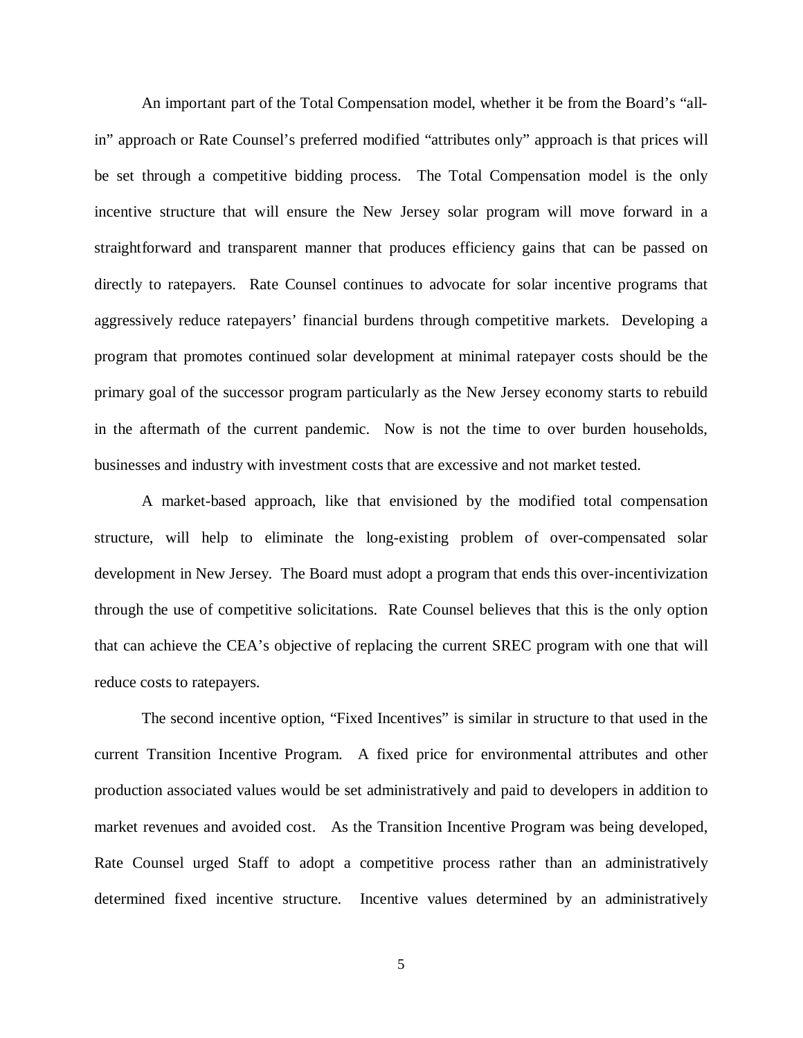An important part of the Total Compensation model, whether it be from the Board's "all-in" approach or Rate Counsel's preferred modified "attributes only" approach is that prices will be set through a competitive bidding process. The Total Compensation model is the only incentive structure that will ensure the New Jersey solar program will move forward in a straightforward and transparent manner that produces efficiency gains that can be passed on directly to ratepayers. Rate Counsel continues to advocate for solar incentive programs that aggressively reduce ratepayers' financial burdens through competitive markets. Developing a program that promotes continued solar development at minimal ratepayer costs should be the primary goal of the successor program particularly as the New Jersey economy starts to rebuild in the aftermath of the current pandemic. Now is not the time to over burden households, businesses and industry with investment costs that are excessive and not market tested.

A market-based approach, like that envisioned by the modified total compensation structure, will help to eliminate the long-existing problem of over-compensated solar development in New Jersey. The Board must adopt a program that ends this over-incentivization through the use of competitive solicitations. Rate Counsel believes that this is the only option that can achieve the CEA's objective of replacing the current SREC program with one that will reduce costs to ratepayers.

The second incentive option, "Fixed Incentives" is similar in structure to that used in the current Transition Incentive Program. A fixed price for environmental attributes and other production associated values would be set administratively and paid to developers in addition to market revenues and avoided cost. As the Transition Incentive Program was being developed, Rate Counsel urged Staff to adopt a competitive process rather than an administratively determined fixed incentive structure. Incentive values determined by an administratively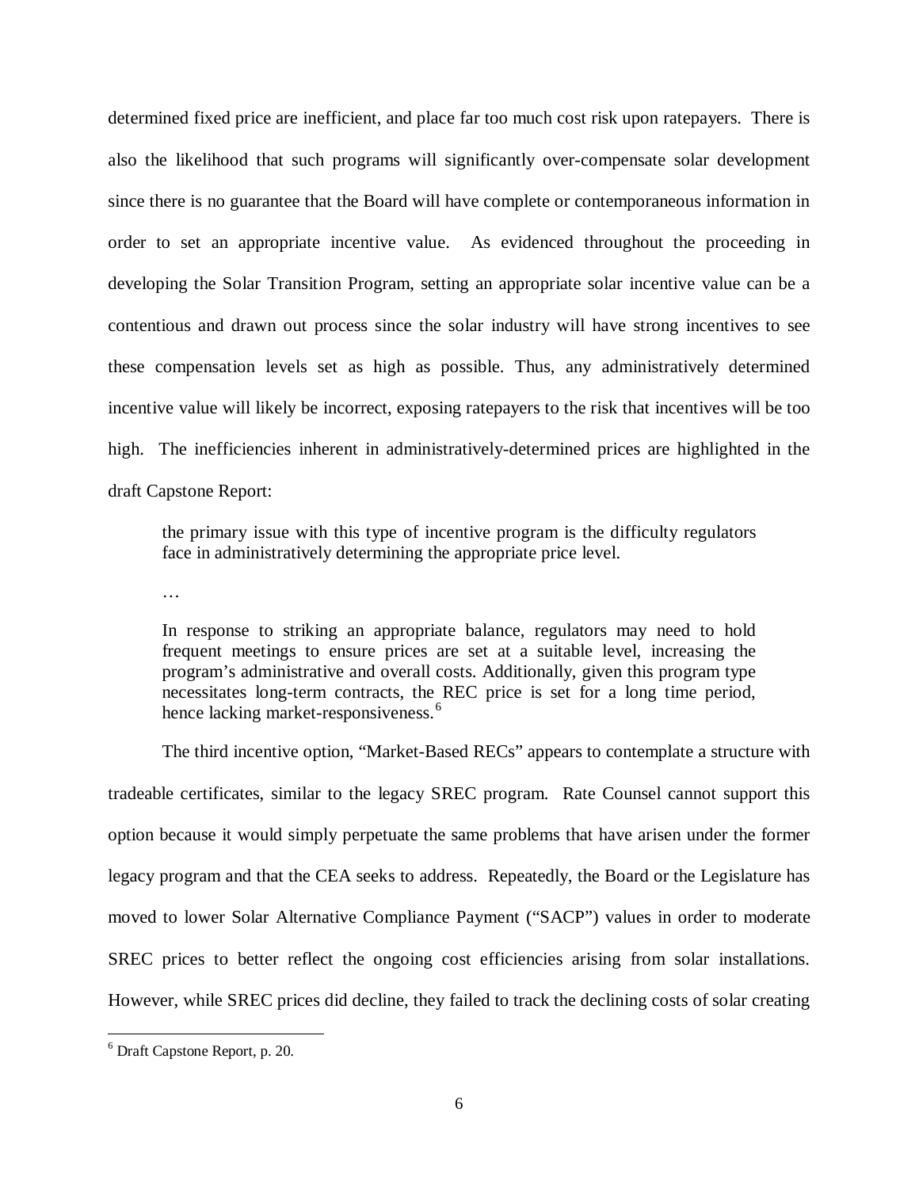determined fixed price are inefficient, and place far too much cost risk upon ratepayers. There is also the likelihood that such programs will significantly over-compensate solar development since there is no guarantee that the Board will have complete or contemporaneous information in order to set an appropriate incentive value. As evidenced throughout the proceeding in developing the Solar Transition Program, setting an appropriate solar incentive value can be a contentious and drawn out process since the solar industry will have strong incentives to see these compensation levels set as high as possible. Thus, any administratively determined incentive value will likely be incorrect, exposing ratepayers to the risk that incentives will be too high. The inefficiencies inherent in administratively-determined prices are highlighted in the draft Capstone Report:

> the primary issue with this type of incentive program is the difficulty regulators face in administratively determining the appropriate price level.
>
> …
>
> In response to striking an appropriate balance, regulators may need to hold frequent meetings to ensure prices are set at a suitable level, increasing the program's administrative and overall costs. Additionally, given this program type necessitates long-term contracts, the REC price is set for a long time period, hence lacking market-responsiveness.[6]

The third incentive option, "Market-Based RECs" appears to contemplate a structure with tradeable certificates, similar to the legacy SREC program. Rate Counsel cannot support this option because it would simply perpetuate the same problems that have arisen under the former legacy program and that the CEA seeks to address. Repeatedly, the Board or the Legislature has moved to lower Solar Alternative Compliance Payment ("SACP") values in order to moderate SREC prices to better reflect the ongoing cost efficiencies arising from solar installations. However, while SREC prices did decline, they failed to track the declining costs of solar creating

[6] Draft Capstone Report, p. 20.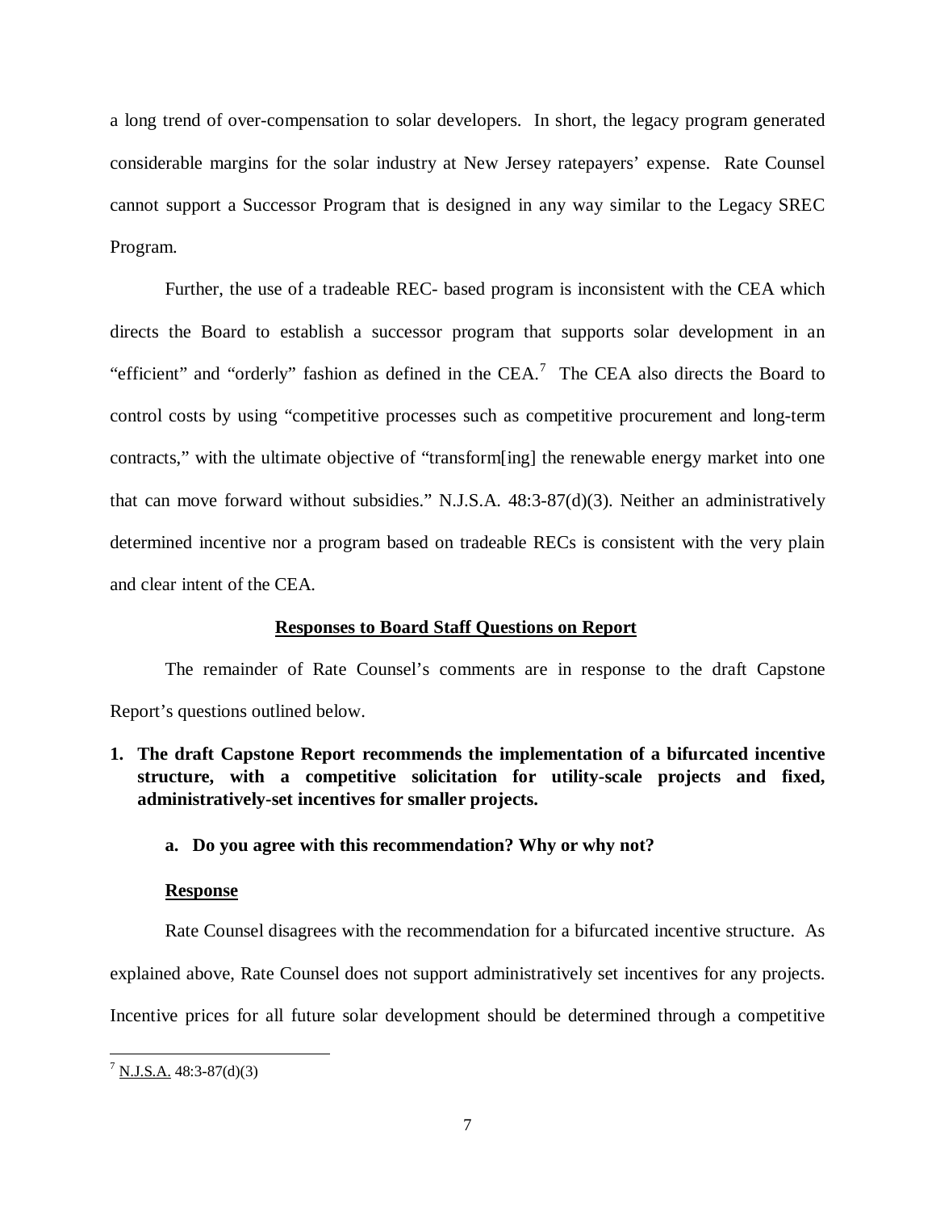a long trend of over-compensation to solar developers. In short, the legacy program generated considerable margins for the solar industry at New Jersey ratepayers' expense. Rate Counsel cannot support a Successor Program that is designed in any way similar to the Legacy SREC Program.

Further, the use of a tradeable REC- based program is inconsistent with the CEA which directs the Board to establish a successor program that supports solar development in an "efficient" and "orderly" fashion as defined in the CEA.[7] The CEA also directs the Board to control costs by using "competitive processes such as competitive procurement and long-term contracts," with the ultimate objective of "transform[ing] the renewable energy market into one that can move forward without subsidies." N.J.S.A. 48:3-87(d)(3). Neither an administratively determined incentive nor a program based on tradeable RECs is consistent with the very plain and clear intent of the CEA.

**<u>Responses to Board Staff Questions on Report</u>**

The remainder of Rate Counsel's comments are in response to the draft Capstone Report's questions outlined below.

1. **The draft Capstone Report recommends the implementation of a bifurcated incentive structure, with a competitive solicitation for utility-scale projects and fixed, administratively-set incentives for smaller projects.**

   a. **Do you agree with this recommendation? Why or why not?**

**<u>Response</u>**

Rate Counsel disagrees with the recommendation for a bifurcated incentive structure. As explained above, Rate Counsel does not support administratively set incentives for any projects. Incentive prices for all future solar development should be determined through a competitive

[7] <u>N.J.S.A.</u> 48:3-87(d)(3)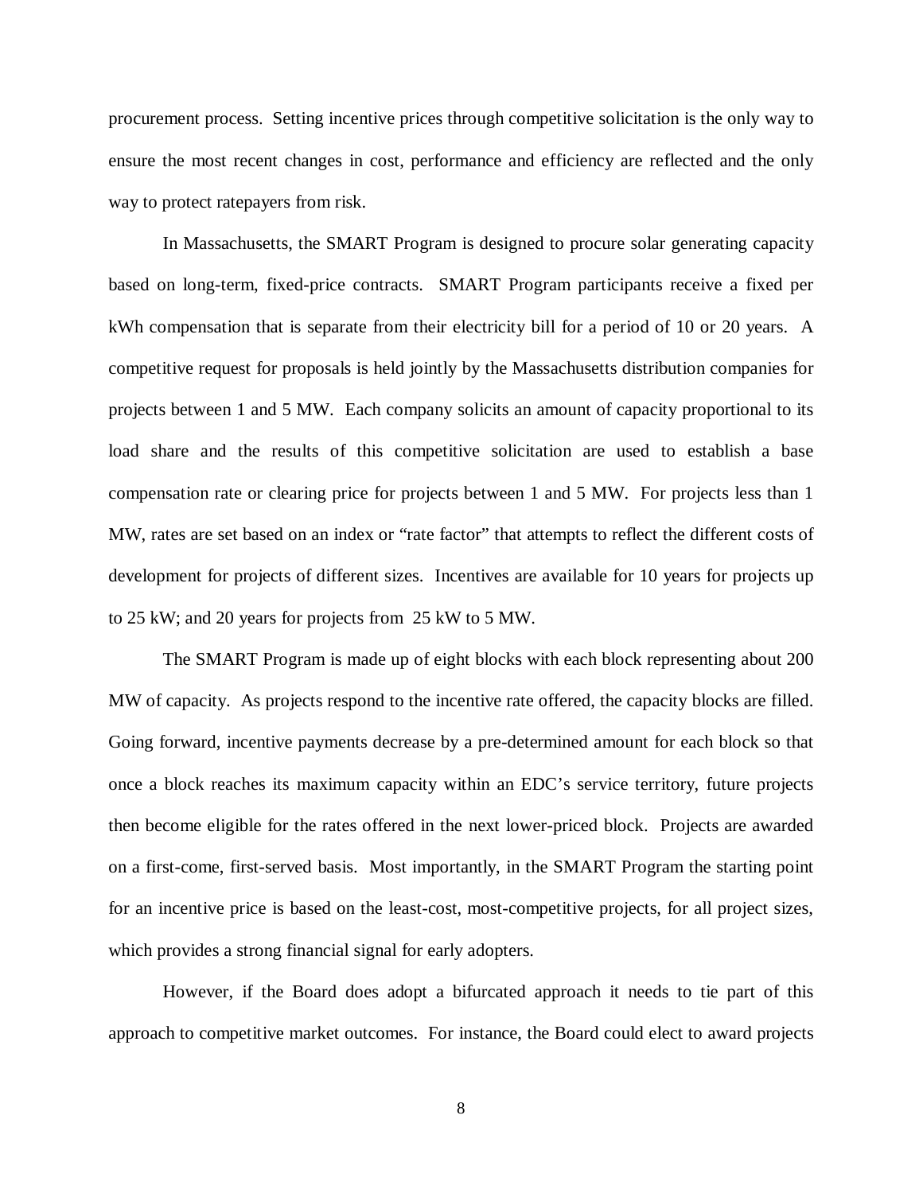procurement process. Setting incentive prices through competitive solicitation is the only way to ensure the most recent changes in cost, performance and efficiency are reflected and the only way to protect ratepayers from risk.

In Massachusetts, the SMART Program is designed to procure solar generating capacity based on long-term, fixed-price contracts. SMART Program participants receive a fixed per kWh compensation that is separate from their electricity bill for a period of 10 or 20 years. A competitive request for proposals is held jointly by the Massachusetts distribution companies for projects between 1 and 5 MW. Each company solicits an amount of capacity proportional to its load share and the results of this competitive solicitation are used to establish a base compensation rate or clearing price for projects between 1 and 5 MW. For projects less than 1 MW, rates are set based on an index or "rate factor" that attempts to reflect the different costs of development for projects of different sizes. Incentives are available for 10 years for projects up to 25 kW; and 20 years for projects from 25 kW to 5 MW.

The SMART Program is made up of eight blocks with each block representing about 200 MW of capacity. As projects respond to the incentive rate offered, the capacity blocks are filled. Going forward, incentive payments decrease by a pre-determined amount for each block so that once a block reaches its maximum capacity within an EDC's service territory, future projects then become eligible for the rates offered in the next lower-priced block. Projects are awarded on a first-come, first-served basis. Most importantly, in the SMART Program the starting point for an incentive price is based on the least-cost, most-competitive projects, for all project sizes, which provides a strong financial signal for early adopters.

However, if the Board does adopt a bifurcated approach it needs to tie part of this approach to competitive market outcomes. For instance, the Board could elect to award projects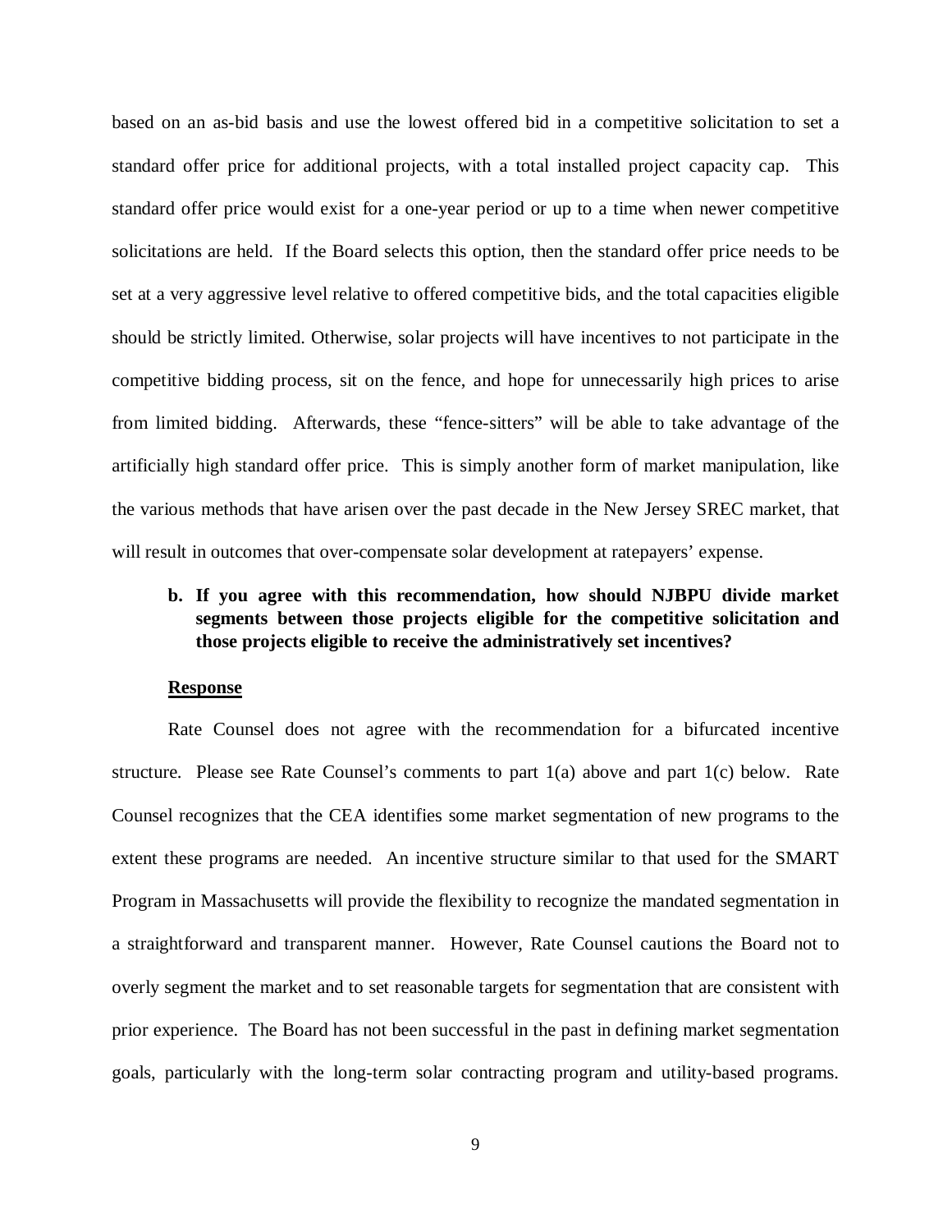based on an as-bid basis and use the lowest offered bid in a competitive solicitation to set a standard offer price for additional projects, with a total installed project capacity cap. This standard offer price would exist for a one-year period or up to a time when newer competitive solicitations are held. If the Board selects this option, then the standard offer price needs to be set at a very aggressive level relative to offered competitive bids, and the total capacities eligible should be strictly limited. Otherwise, solar projects will have incentives to not participate in the competitive bidding process, sit on the fence, and hope for unnecessarily high prices to arise from limited bidding. Afterwards, these "fence-sitters" will be able to take advantage of the artificially high standard offer price. This is simply another form of market manipulation, like the various methods that have arisen over the past decade in the New Jersey SREC market, that will result in outcomes that over-compensate solar development at ratepayers' expense.

**b. If you agree with this recommendation, how should NJBPU divide market segments between those projects eligible for the competitive solicitation and those projects eligible to receive the administratively set incentives?**

**Response**

Rate Counsel does not agree with the recommendation for a bifurcated incentive structure. Please see Rate Counsel's comments to part 1(a) above and part 1(c) below. Rate Counsel recognizes that the CEA identifies some market segmentation of new programs to the extent these programs are needed. An incentive structure similar to that used for the SMART Program in Massachusetts will provide the flexibility to recognize the mandated segmentation in a straightforward and transparent manner. However, Rate Counsel cautions the Board not to overly segment the market and to set reasonable targets for segmentation that are consistent with prior experience. The Board has not been successful in the past in defining market segmentation goals, particularly with the long-term solar contracting program and utility-based programs.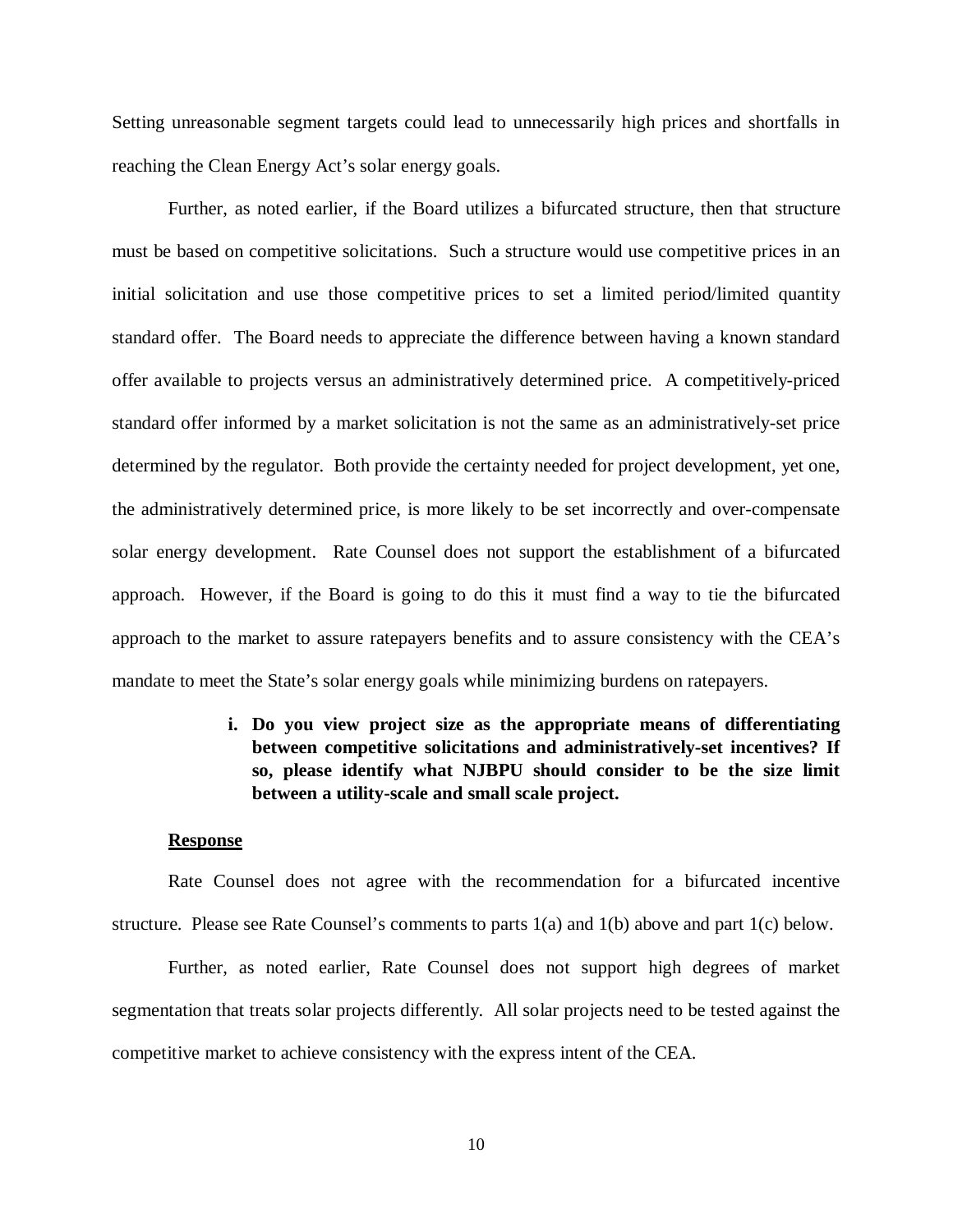Setting unreasonable segment targets could lead to unnecessarily high prices and shortfalls in reaching the Clean Energy Act's solar energy goals.

Further, as noted earlier, if the Board utilizes a bifurcated structure, then that structure must be based on competitive solicitations. Such a structure would use competitive prices in an initial solicitation and use those competitive prices to set a limited period/limited quantity standard offer. The Board needs to appreciate the difference between having a known standard offer available to projects versus an administratively determined price. A competitively-priced standard offer informed by a market solicitation is not the same as an administratively-set price determined by the regulator. Both provide the certainty needed for project development, yet one, the administratively determined price, is more likely to be set incorrectly and over-compensate solar energy development. Rate Counsel does not support the establishment of a bifurcated approach. However, if the Board is going to do this it must find a way to tie the bifurcated approach to the market to assure ratepayers benefits and to assure consistency with the CEA's mandate to meet the State's solar energy goals while minimizing burdens on ratepayers.

**i. Do you view project size as the appropriate means of differentiating between competitive solicitations and administratively-set incentives? If so, please identify what NJBPU should consider to be the size limit between a utility-scale and small scale project.**

**Response**

Rate Counsel does not agree with the recommendation for a bifurcated incentive structure. Please see Rate Counsel's comments to parts 1(a) and 1(b) above and part 1(c) below.

Further, as noted earlier, Rate Counsel does not support high degrees of market segmentation that treats solar projects differently. All solar projects need to be tested against the competitive market to achieve consistency with the express intent of the CEA.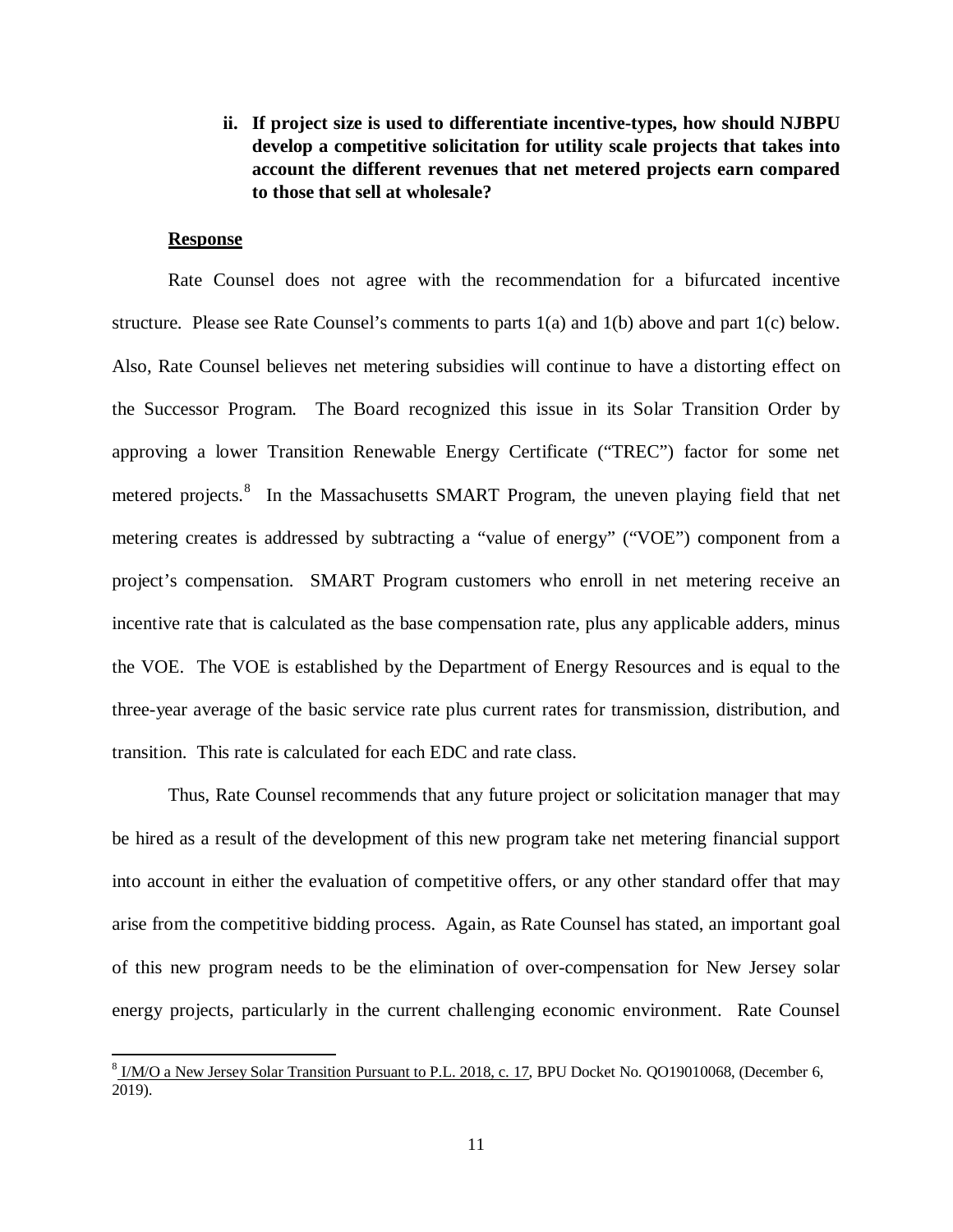**ii. If project size is used to differentiate incentive-types, how should NJBPU develop a competitive solicitation for utility scale projects that takes into account the different revenues that net metered projects earn compared to those that sell at wholesale?**

**Response**

Rate Counsel does not agree with the recommendation for a bifurcated incentive structure. Please see Rate Counsel's comments to parts 1(a) and 1(b) above and part 1(c) below. Also, Rate Counsel believes net metering subsidies will continue to have a distorting effect on the Successor Program. The Board recognized this issue in its Solar Transition Order by approving a lower Transition Renewable Energy Certificate ("TREC") factor for some net metered projects.[8] In the Massachusetts SMART Program, the uneven playing field that net metering creates is addressed by subtracting a "value of energy" ("VOE") component from a project's compensation. SMART Program customers who enroll in net metering receive an incentive rate that is calculated as the base compensation rate, plus any applicable adders, minus the VOE. The VOE is established by the Department of Energy Resources and is equal to the three-year average of the basic service rate plus current rates for transmission, distribution, and transition. This rate is calculated for each EDC and rate class.

Thus, Rate Counsel recommends that any future project or solicitation manager that may be hired as a result of the development of this new program take net metering financial support into account in either the evaluation of competitive offers, or any other standard offer that may arise from the competitive bidding process. Again, as Rate Counsel has stated, an important goal of this new program needs to be the elimination of over-compensation for New Jersey solar energy projects, particularly in the current challenging economic environment. Rate Counsel

---

[8] I/M/O a New Jersey Solar Transition Pursuant to P.L. 2018, c. 17, BPU Docket No. QO19010068, (December 6, 2019).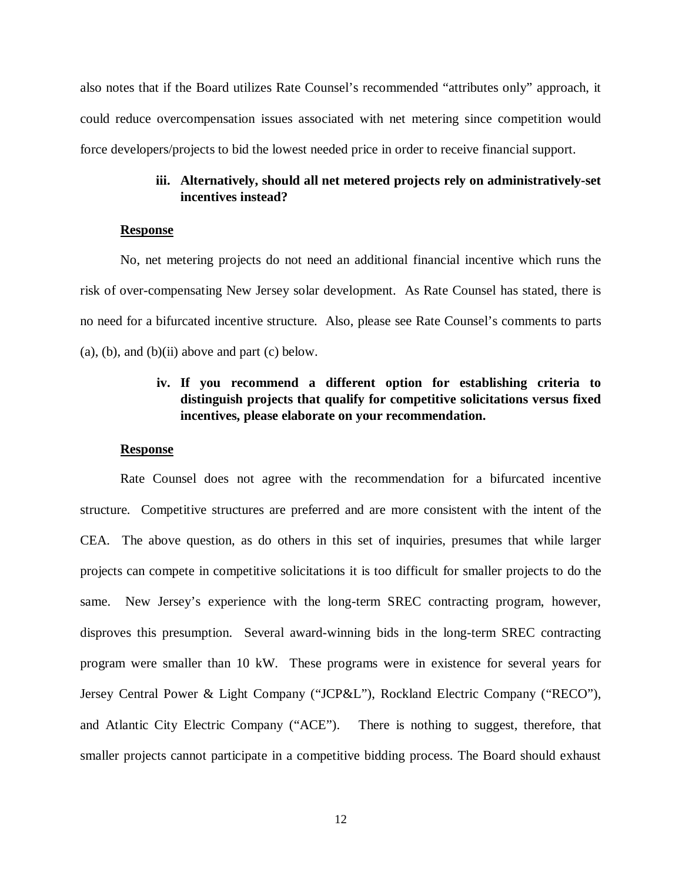also notes that if the Board utilizes Rate Counsel's recommended "attributes only" approach, it could reduce overcompensation issues associated with net metering since competition would force developers/projects to bid the lowest needed price in order to receive financial support.

**iii. Alternatively, should all net metered projects rely on administratively-set incentives instead?**

**Response**

No, net metering projects do not need an additional financial incentive which runs the risk of over-compensating New Jersey solar development. As Rate Counsel has stated, there is no need for a bifurcated incentive structure. Also, please see Rate Counsel's comments to parts (a), (b), and (b)(ii) above and part (c) below.

**iv. If you recommend a different option for establishing criteria to distinguish projects that qualify for competitive solicitations versus fixed incentives, please elaborate on your recommendation.**

**Response**

Rate Counsel does not agree with the recommendation for a bifurcated incentive structure. Competitive structures are preferred and are more consistent with the intent of the CEA. The above question, as do others in this set of inquiries, presumes that while larger projects can compete in competitive solicitations it is too difficult for smaller projects to do the same. New Jersey's experience with the long-term SREC contracting program, however, disproves this presumption. Several award-winning bids in the long-term SREC contracting program were smaller than 10 kW. These programs were in existence for several years for Jersey Central Power & Light Company ("JCP&L"), Rockland Electric Company ("RECO"), and Atlantic City Electric Company ("ACE"). There is nothing to suggest, therefore, that smaller projects cannot participate in a competitive bidding process. The Board should exhaust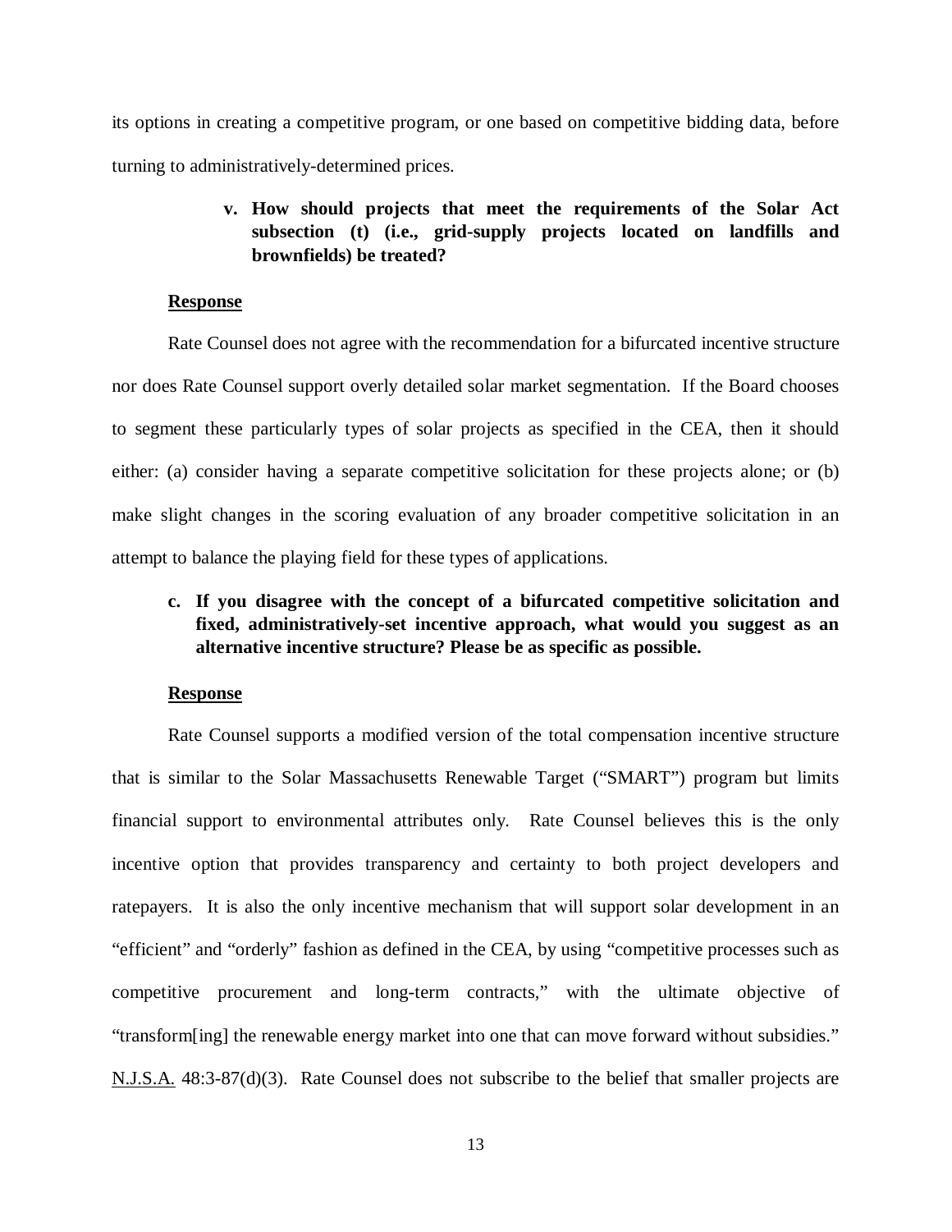its options in creating a competitive program, or one based on competitive bidding data, before turning to administratively-determined prices.

> **v. How should projects that meet the requirements of the Solar Act subsection (t) (i.e., grid-supply projects located on landfills and brownfields) be treated?**

**Response**

Rate Counsel does not agree with the recommendation for a bifurcated incentive structure nor does Rate Counsel support overly detailed solar market segmentation. If the Board chooses to segment these particularly types of solar projects as specified in the CEA, then it should either: (a) consider having a separate competitive solicitation for these projects alone; or (b) make slight changes in the scoring evaluation of any broader competitive solicitation in an attempt to balance the playing field for these types of applications.

**c. If you disagree with the concept of a bifurcated competitive solicitation and fixed, administratively-set incentive approach, what would you suggest as an alternative incentive structure? Please be as specific as possible.**

**Response**

Rate Counsel supports a modified version of the total compensation incentive structure that is similar to the Solar Massachusetts Renewable Target ("SMART") program but limits financial support to environmental attributes only. Rate Counsel believes this is the only incentive option that provides transparency and certainty to both project developers and ratepayers. It is also the only incentive mechanism that will support solar development in an "efficient" and "orderly" fashion as defined in the CEA, by using "competitive processes such as competitive procurement and long-term contracts," with the ultimate objective of "transform[ing] the renewable energy market into one that can move forward without subsidies." N.J.S.A. 48:3-87(d)(3). Rate Counsel does not subscribe to the belief that smaller projects are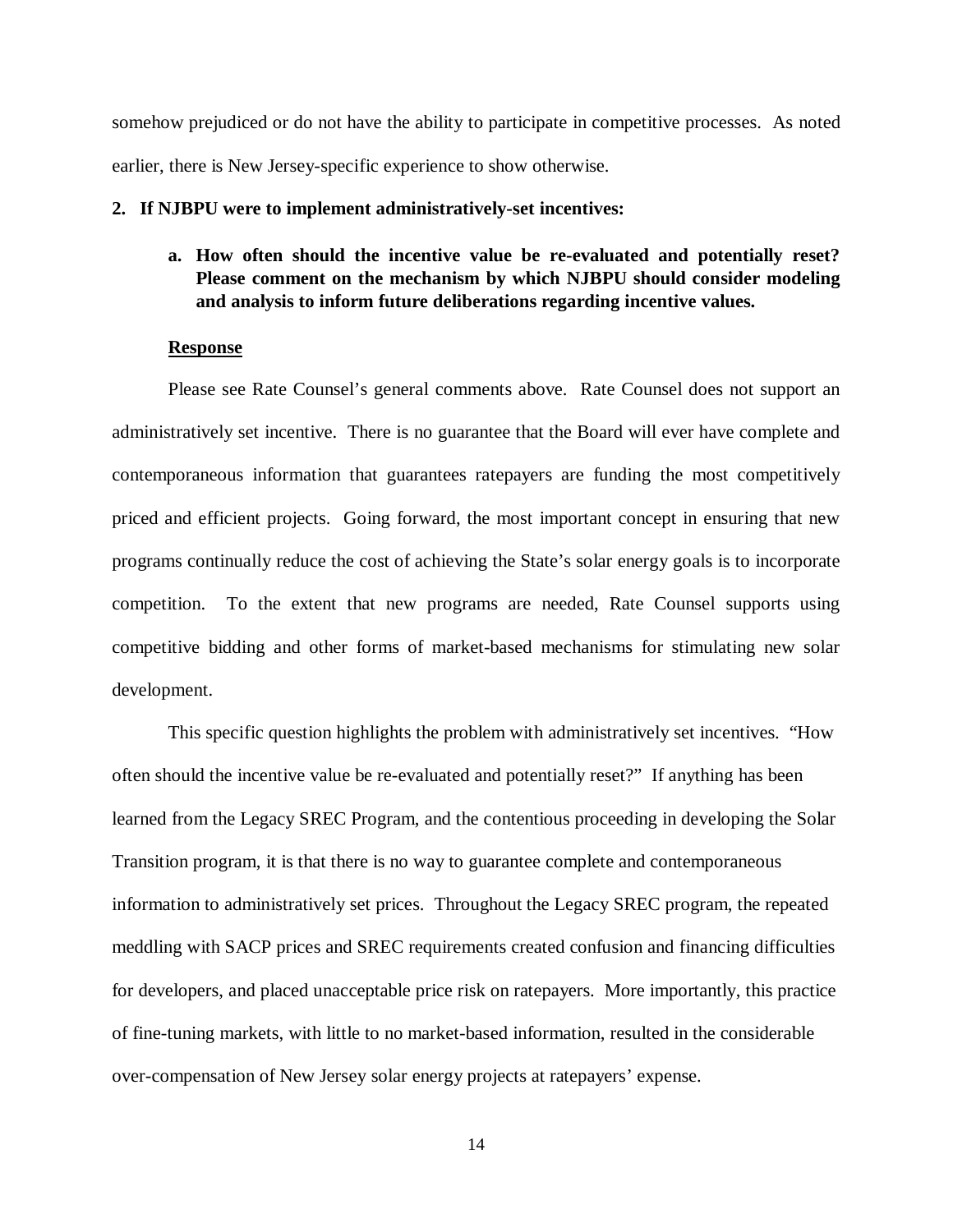somehow prejudiced or do not have the ability to participate in competitive processes. As noted earlier, there is New Jersey-specific experience to show otherwise.

**2. If NJBPU were to implement administratively-set incentives:**

**a. How often should the incentive value be re-evaluated and potentially reset? Please comment on the mechanism by which NJBPU should consider modeling and analysis to inform future deliberations regarding incentive values.**

**Response**

Please see Rate Counsel's general comments above. Rate Counsel does not support an administratively set incentive. There is no guarantee that the Board will ever have complete and contemporaneous information that guarantees ratepayers are funding the most competitively priced and efficient projects. Going forward, the most important concept in ensuring that new programs continually reduce the cost of achieving the State's solar energy goals is to incorporate competition. To the extent that new programs are needed, Rate Counsel supports using competitive bidding and other forms of market-based mechanisms for stimulating new solar development.

This specific question highlights the problem with administratively set incentives. "How often should the incentive value be re-evaluated and potentially reset?" If anything has been learned from the Legacy SREC Program, and the contentious proceeding in developing the Solar Transition program, it is that there is no way to guarantee complete and contemporaneous information to administratively set prices. Throughout the Legacy SREC program, the repeated meddling with SACP prices and SREC requirements created confusion and financing difficulties for developers, and placed unacceptable price risk on ratepayers. More importantly, this practice of fine-tuning markets, with little to no market-based information, resulted in the considerable over-compensation of New Jersey solar energy projects at ratepayers' expense.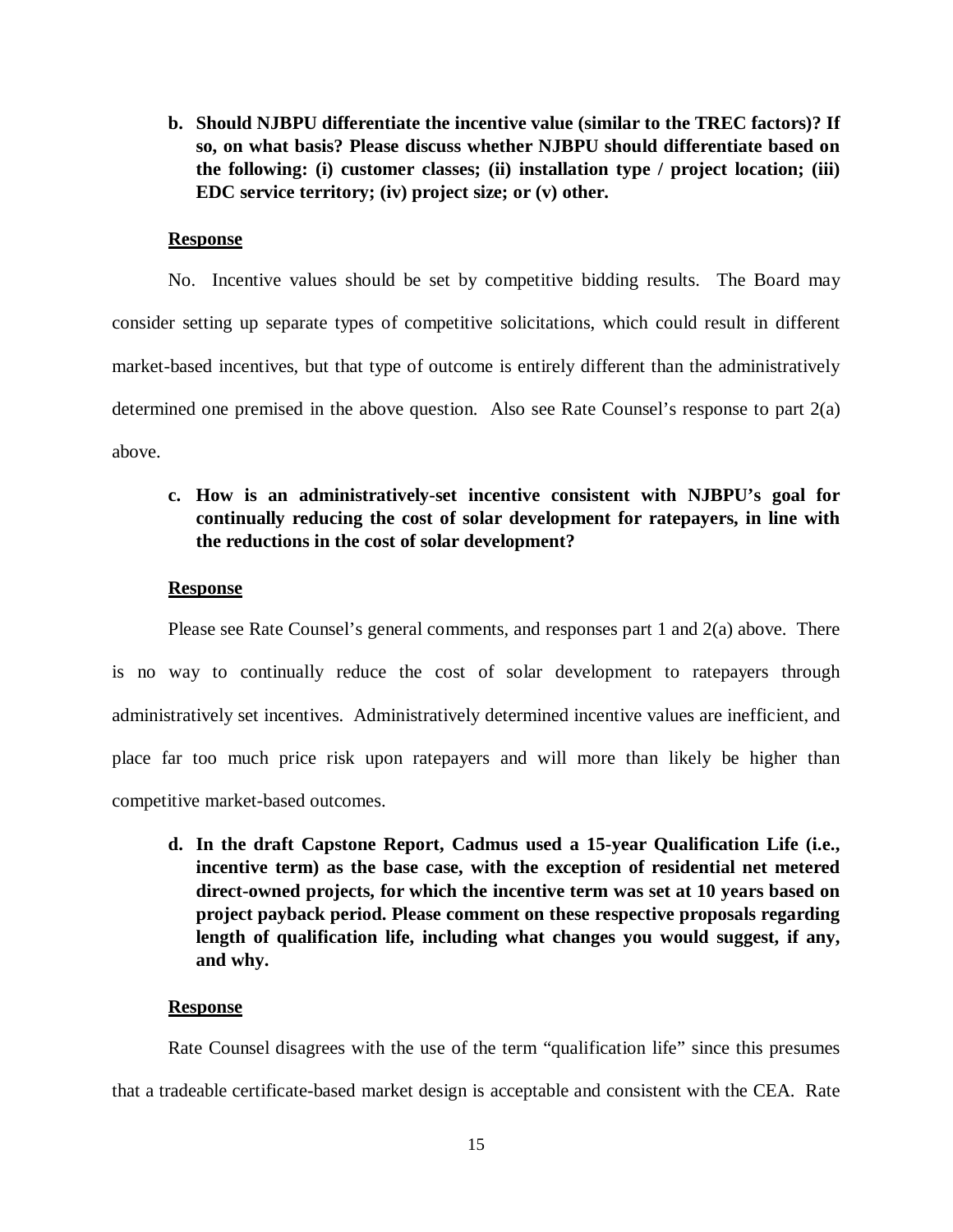**b. Should NJBPU differentiate the incentive value (similar to the TREC factors)? If so, on what basis? Please discuss whether NJBPU should differentiate based on the following: (i) customer classes; (ii) installation type / project location; (iii) EDC service territory; (iv) project size; or (v) other.**

**Response**

No. Incentive values should be set by competitive bidding results. The Board may consider setting up separate types of competitive solicitations, which could result in different market-based incentives, but that type of outcome is entirely different than the administratively determined one premised in the above question. Also see Rate Counsel's response to part 2(a) above.

**c. How is an administratively-set incentive consistent with NJBPU's goal for continually reducing the cost of solar development for ratepayers, in line with the reductions in the cost of solar development?**

**Response**

Please see Rate Counsel's general comments, and responses part 1 and 2(a) above. There is no way to continually reduce the cost of solar development to ratepayers through administratively set incentives. Administratively determined incentive values are inefficient, and place far too much price risk upon ratepayers and will more than likely be higher than competitive market-based outcomes.

**d. In the draft Capstone Report, Cadmus used a 15-year Qualification Life (i.e., incentive term) as the base case, with the exception of residential net metered direct-owned projects, for which the incentive term was set at 10 years based on project payback period. Please comment on these respective proposals regarding length of qualification life, including what changes you would suggest, if any, and why.**

**Response**

Rate Counsel disagrees with the use of the term "qualification life" since this presumes that a tradeable certificate-based market design is acceptable and consistent with the CEA. Rate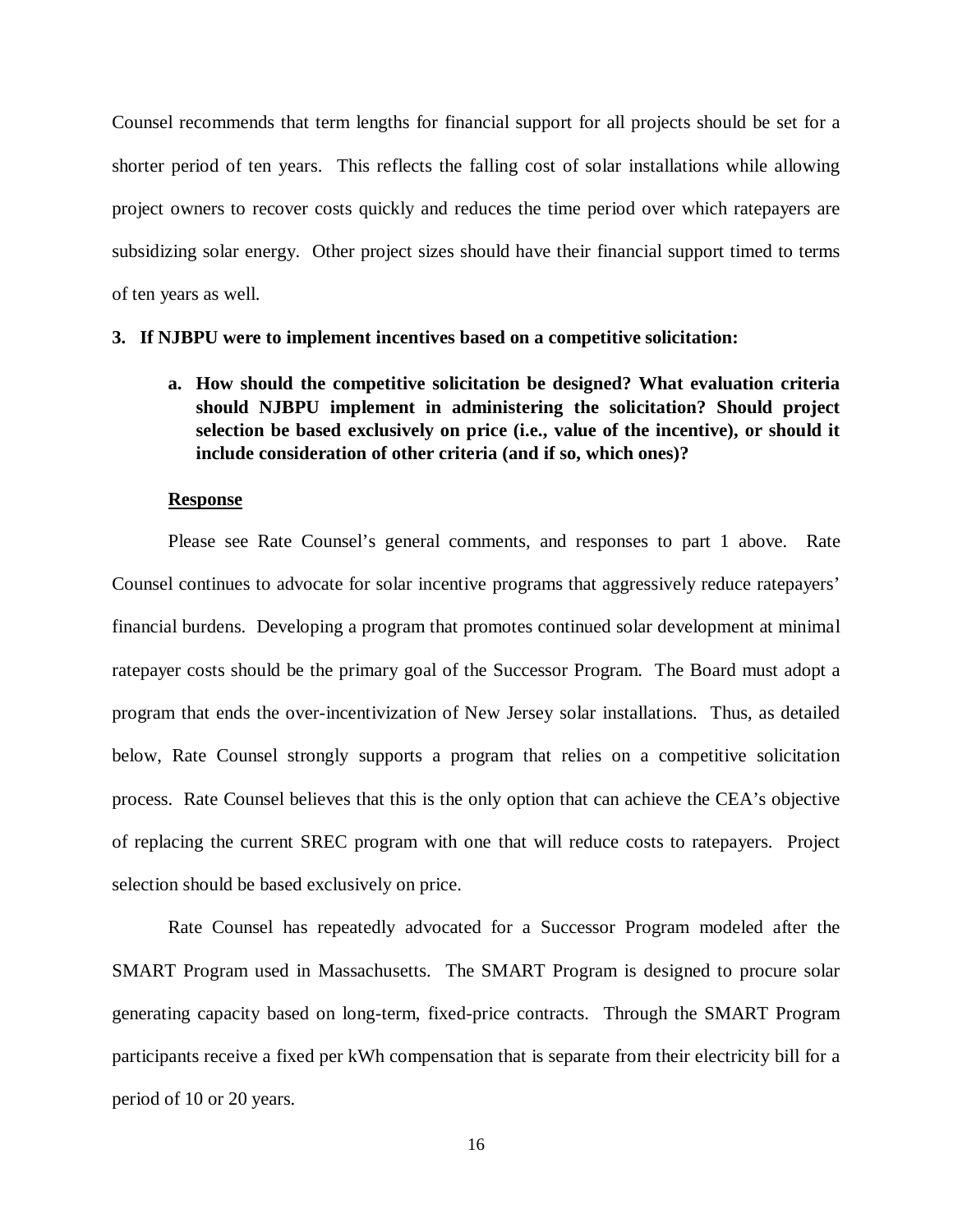Counsel recommends that term lengths for financial support for all projects should be set for a shorter period of ten years. This reflects the falling cost of solar installations while allowing project owners to recover costs quickly and reduces the time period over which ratepayers are subsidizing solar energy. Other project sizes should have their financial support timed to terms of ten years as well.

**3. If NJBPU were to implement incentives based on a competitive solicitation:**

**a. How should the competitive solicitation be designed? What evaluation criteria should NJBPU implement in administering the solicitation? Should project selection be based exclusively on price (i.e., value of the incentive), or should it include consideration of other criteria (and if so, which ones)?**

**Response**

Please see Rate Counsel's general comments, and responses to part 1 above. Rate Counsel continues to advocate for solar incentive programs that aggressively reduce ratepayers' financial burdens. Developing a program that promotes continued solar development at minimal ratepayer costs should be the primary goal of the Successor Program. The Board must adopt a program that ends the over-incentivization of New Jersey solar installations. Thus, as detailed below, Rate Counsel strongly supports a program that relies on a competitive solicitation process. Rate Counsel believes that this is the only option that can achieve the CEA's objective of replacing the current SREC program with one that will reduce costs to ratepayers. Project selection should be based exclusively on price.

Rate Counsel has repeatedly advocated for a Successor Program modeled after the SMART Program used in Massachusetts. The SMART Program is designed to procure solar generating capacity based on long-term, fixed-price contracts. Through the SMART Program participants receive a fixed per kWh compensation that is separate from their electricity bill for a period of 10 or 20 years.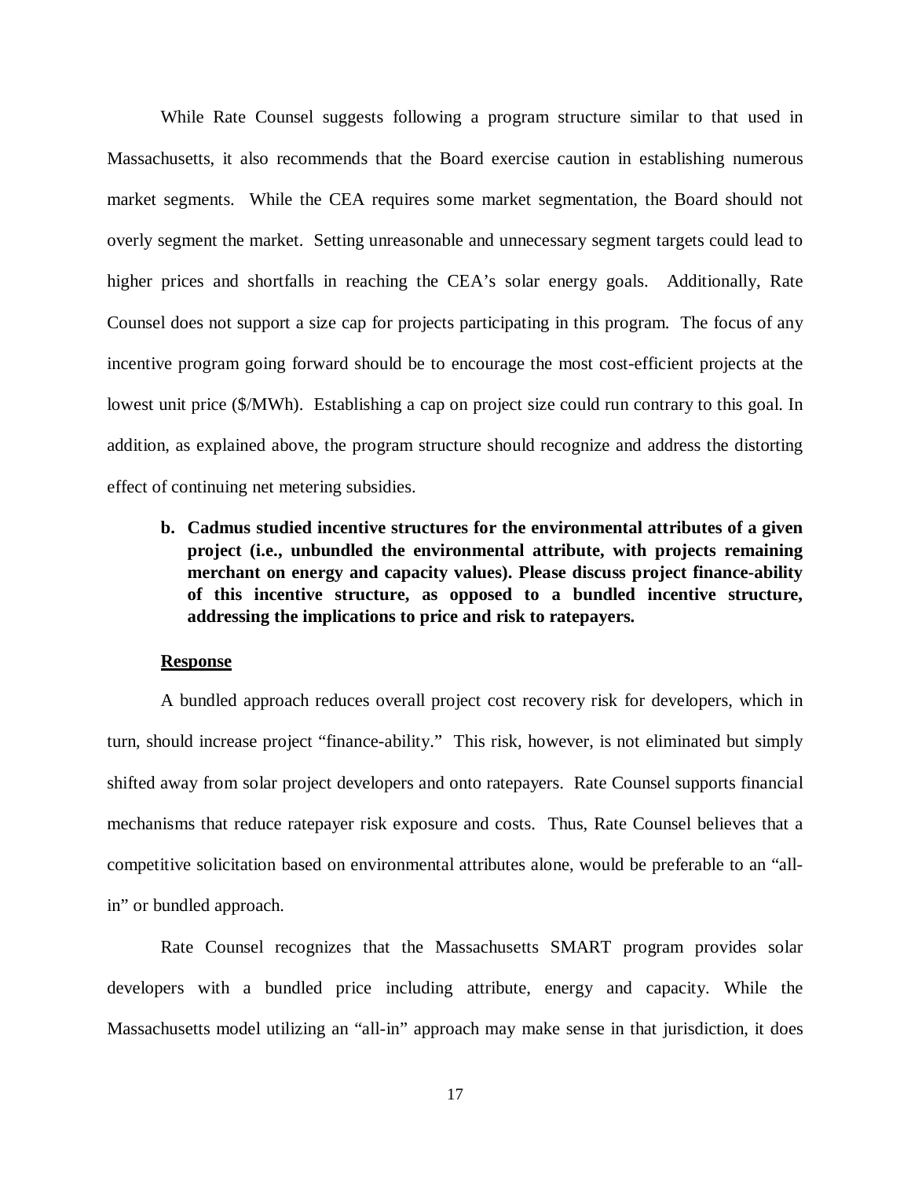While Rate Counsel suggests following a program structure similar to that used in Massachusetts, it also recommends that the Board exercise caution in establishing numerous market segments. While the CEA requires some market segmentation, the Board should not overly segment the market. Setting unreasonable and unnecessary segment targets could lead to higher prices and shortfalls in reaching the CEA's solar energy goals. Additionally, Rate Counsel does not support a size cap for projects participating in this program. The focus of any incentive program going forward should be to encourage the most cost-efficient projects at the lowest unit price ($/MWh). Establishing a cap on project size could run contrary to this goal. In addition, as explained above, the program structure should recognize and address the distorting effect of continuing net metering subsidies.

**b. Cadmus studied incentive structures for the environmental attributes of a given project (i.e., unbundled the environmental attribute, with projects remaining merchant on energy and capacity values). Please discuss project finance-ability of this incentive structure, as opposed to a bundled incentive structure, addressing the implications to price and risk to ratepayers.**

**Response**

A bundled approach reduces overall project cost recovery risk for developers, which in turn, should increase project "finance-ability." This risk, however, is not eliminated but simply shifted away from solar project developers and onto ratepayers. Rate Counsel supports financial mechanisms that reduce ratepayer risk exposure and costs. Thus, Rate Counsel believes that a competitive solicitation based on environmental attributes alone, would be preferable to an "all-in" or bundled approach.

Rate Counsel recognizes that the Massachusetts SMART program provides solar developers with a bundled price including attribute, energy and capacity. While the Massachusetts model utilizing an "all-in" approach may make sense in that jurisdiction, it does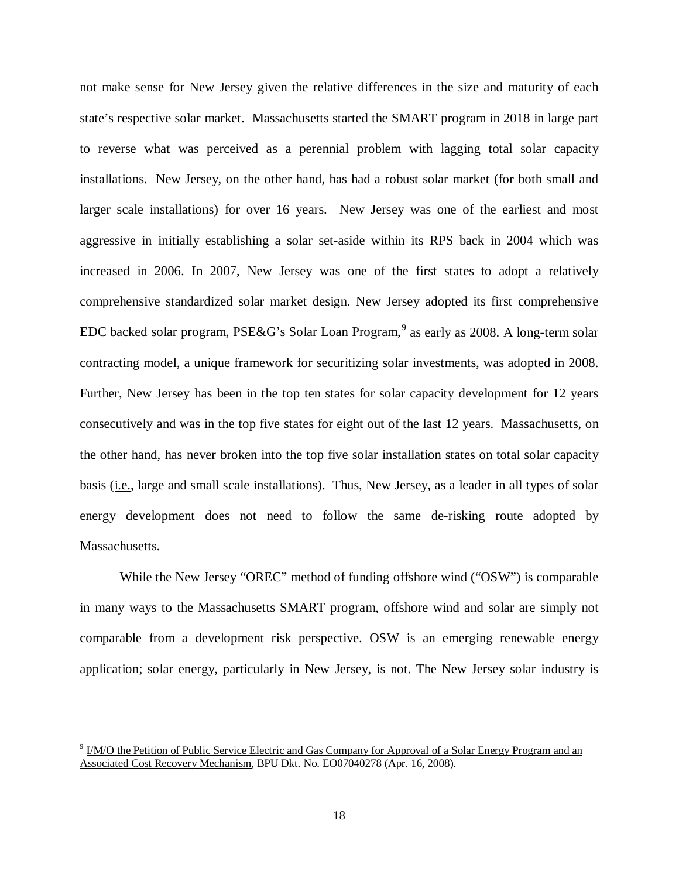not make sense for New Jersey given the relative differences in the size and maturity of each state's respective solar market. Massachusetts started the SMART program in 2018 in large part to reverse what was perceived as a perennial problem with lagging total solar capacity installations. New Jersey, on the other hand, has had a robust solar market (for both small and larger scale installations) for over 16 years. New Jersey was one of the earliest and most aggressive in initially establishing a solar set-aside within its RPS back in 2004 which was increased in 2006. In 2007, New Jersey was one of the first states to adopt a relatively comprehensive standardized solar market design. New Jersey adopted its first comprehensive EDC backed solar program, PSE&G's Solar Loan Program,[9] as early as 2008. A long-term solar contracting model, a unique framework for securitizing solar investments, was adopted in 2008. Further, New Jersey has been in the top ten states for solar capacity development for 12 years consecutively and was in the top five states for eight out of the last 12 years. Massachusetts, on the other hand, has never broken into the top five solar installation states on total solar capacity basis (i.e., large and small scale installations). Thus, New Jersey, as a leader in all types of solar energy development does not need to follow the same de-risking route adopted by Massachusetts.

While the New Jersey "OREC" method of funding offshore wind ("OSW") is comparable in many ways to the Massachusetts SMART program, offshore wind and solar are simply not comparable from a development risk perspective. OSW is an emerging renewable energy application; solar energy, particularly in New Jersey, is not. The New Jersey solar industry is

---

[9] I/M/O the Petition of Public Service Electric and Gas Company for Approval of a Solar Energy Program and an Associated Cost Recovery Mechanism, BPU Dkt. No. EO07040278 (Apr. 16, 2008).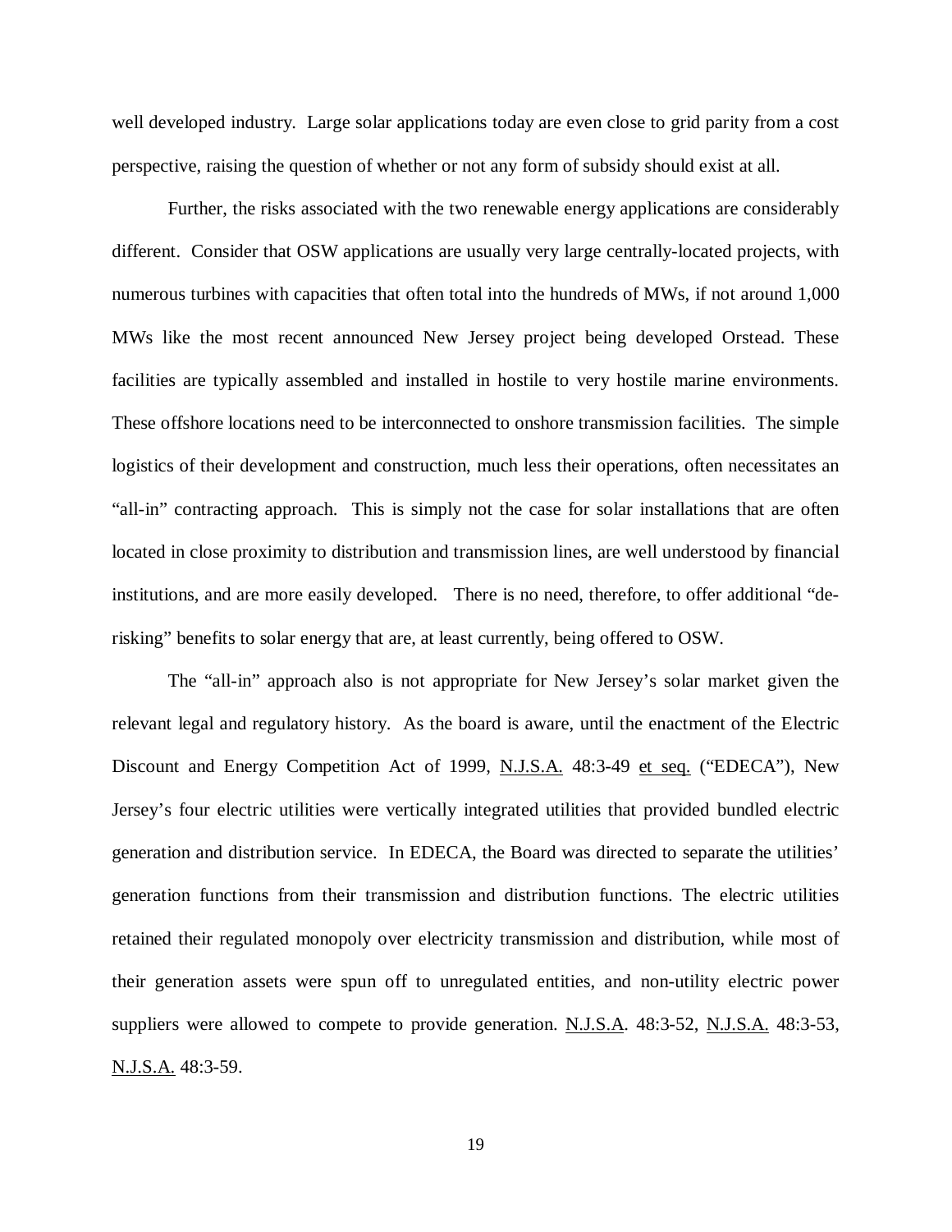well developed industry. Large solar applications today are even close to grid parity from a cost perspective, raising the question of whether or not any form of subsidy should exist at all.

Further, the risks associated with the two renewable energy applications are considerably different. Consider that OSW applications are usually very large centrally-located projects, with numerous turbines with capacities that often total into the hundreds of MWs, if not around 1,000 MWs like the most recent announced New Jersey project being developed Orstead. These facilities are typically assembled and installed in hostile to very hostile marine environments. These offshore locations need to be interconnected to onshore transmission facilities. The simple logistics of their development and construction, much less their operations, often necessitates an "all-in" contracting approach. This is simply not the case for solar installations that are often located in close proximity to distribution and transmission lines, are well understood by financial institutions, and are more easily developed. There is no need, therefore, to offer additional "de-risking" benefits to solar energy that are, at least currently, being offered to OSW.

The "all-in" approach also is not appropriate for New Jersey's solar market given the relevant legal and regulatory history. As the board is aware, until the enactment of the Electric Discount and Energy Competition Act of 1999, N.J.S.A. 48:3-49 et seq. ("EDECA"), New Jersey's four electric utilities were vertically integrated utilities that provided bundled electric generation and distribution service. In EDECA, the Board was directed to separate the utilities' generation functions from their transmission and distribution functions. The electric utilities retained their regulated monopoly over electricity transmission and distribution, while most of their generation assets were spun off to unregulated entities, and non-utility electric power suppliers were allowed to compete to provide generation. N.J.S.A. 48:3-52, N.J.S.A. 48:3-53, N.J.S.A. 48:3-59.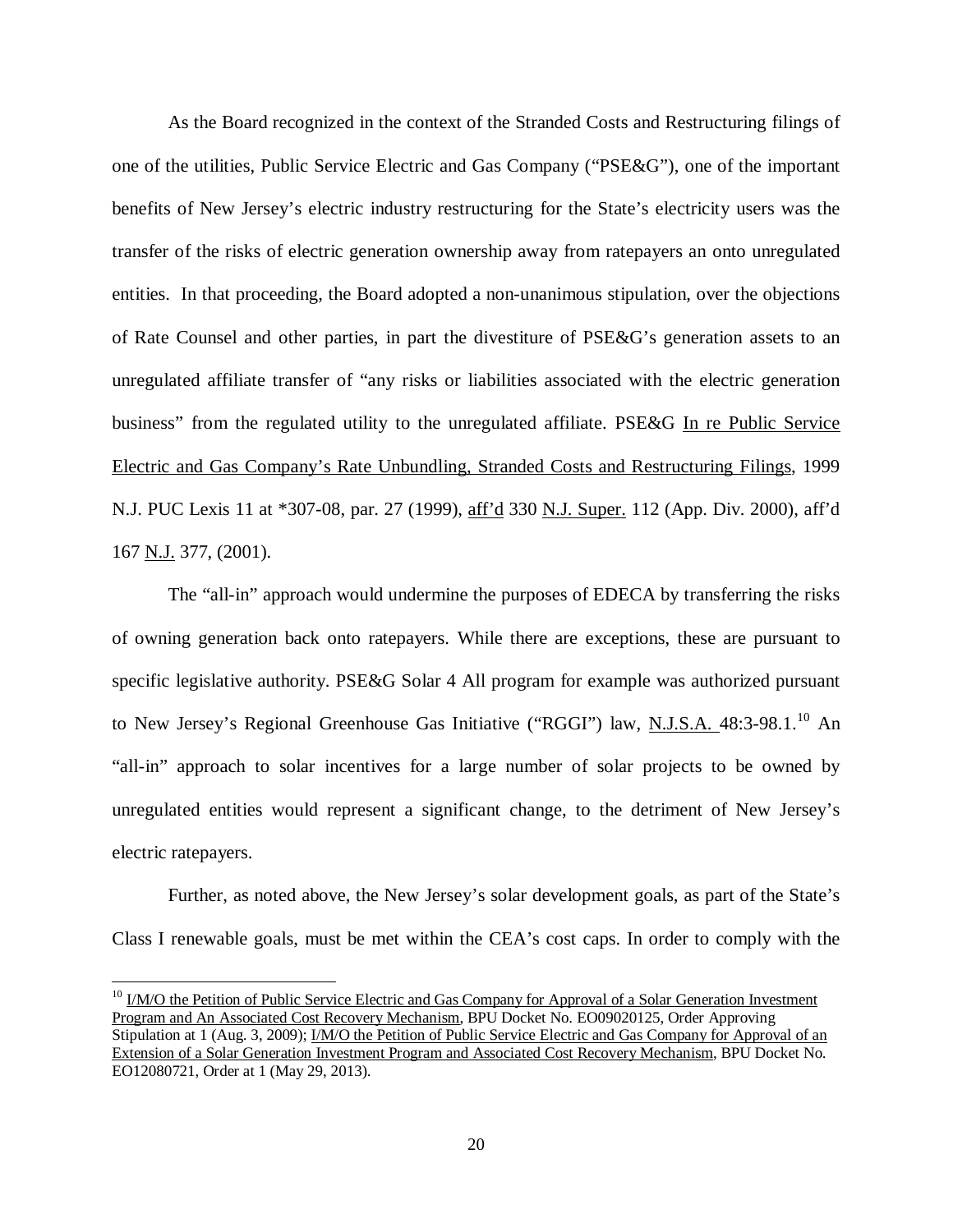As the Board recognized in the context of the Stranded Costs and Restructuring filings of one of the utilities, Public Service Electric and Gas Company ("PSE&G"), one of the important benefits of New Jersey's electric industry restructuring for the State's electricity users was the transfer of the risks of electric generation ownership away from ratepayers an onto unregulated entities. In that proceeding, the Board adopted a non-unanimous stipulation, over the objections of Rate Counsel and other parties, in part the divestiture of PSE&G's generation assets to an unregulated affiliate transfer of "any risks or liabilities associated with the electric generation business" from the regulated utility to the unregulated affiliate. PSE&G In re Public Service Electric and Gas Company's Rate Unbundling, Stranded Costs and Restructuring Filings, 1999 N.J. PUC Lexis 11 at *307-08, par. 27 (1999), aff'd 330 N.J. Super. 112 (App. Div. 2000), aff'd 167 N.J. 377, (2001).

The "all-in" approach would undermine the purposes of EDECA by transferring the risks of owning generation back onto ratepayers. While there are exceptions, these are pursuant to specific legislative authority. PSE&G Solar 4 All program for example was authorized pursuant to New Jersey's Regional Greenhouse Gas Initiative ("RGGI") law, N.J.S.A. 48:3-98.1.[10] An "all-in" approach to solar incentives for a large number of solar projects to be owned by unregulated entities would represent a significant change, to the detriment of New Jersey's electric ratepayers.

Further, as noted above, the New Jersey's solar development goals, as part of the State's Class I renewable goals, must be met within the CEA's cost caps. In order to comply with the

[10] I/M/O the Petition of Public Service Electric and Gas Company for Approval of a Solar Generation Investment Program and An Associated Cost Recovery Mechanism, BPU Docket No. EO09020125, Order Approving Stipulation at 1 (Aug. 3, 2009); I/M/O the Petition of Public Service Electric and Gas Company for Approval of an Extension of a Solar Generation Investment Program and Associated Cost Recovery Mechanism, BPU Docket No. EO12080721, Order at 1 (May 29, 2013).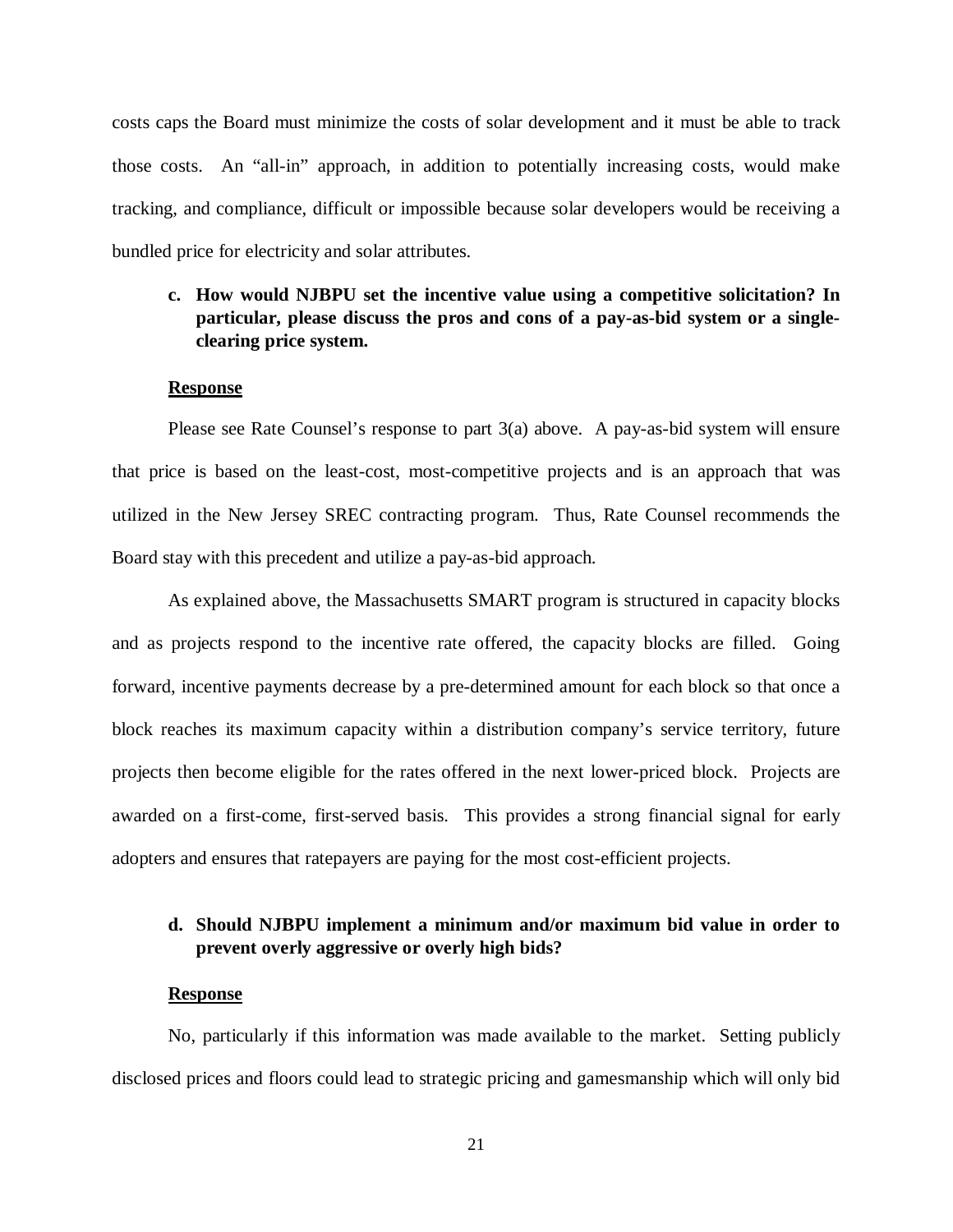costs caps the Board must minimize the costs of solar development and it must be able to track those costs. An "all-in" approach, in addition to potentially increasing costs, would make tracking, and compliance, difficult or impossible because solar developers would be receiving a bundled price for electricity and solar attributes.

**c. How would NJBPU set the incentive value using a competitive solicitation? In particular, please discuss the pros and cons of a pay-as-bid system or a single-clearing price system.**

**Response**

Please see Rate Counsel's response to part 3(a) above. A pay-as-bid system will ensure that price is based on the least-cost, most-competitive projects and is an approach that was utilized in the New Jersey SREC contracting program. Thus, Rate Counsel recommends the Board stay with this precedent and utilize a pay-as-bid approach.

As explained above, the Massachusetts SMART program is structured in capacity blocks and as projects respond to the incentive rate offered, the capacity blocks are filled. Going forward, incentive payments decrease by a pre-determined amount for each block so that once a block reaches its maximum capacity within a distribution company's service territory, future projects then become eligible for the rates offered in the next lower-priced block. Projects are awarded on a first-come, first-served basis. This provides a strong financial signal for early adopters and ensures that ratepayers are paying for the most cost-efficient projects.

**d. Should NJBPU implement a minimum and/or maximum bid value in order to prevent overly aggressive or overly high bids?**

**Response**

No, particularly if this information was made available to the market. Setting publicly disclosed prices and floors could lead to strategic pricing and gamesmanship which will only bid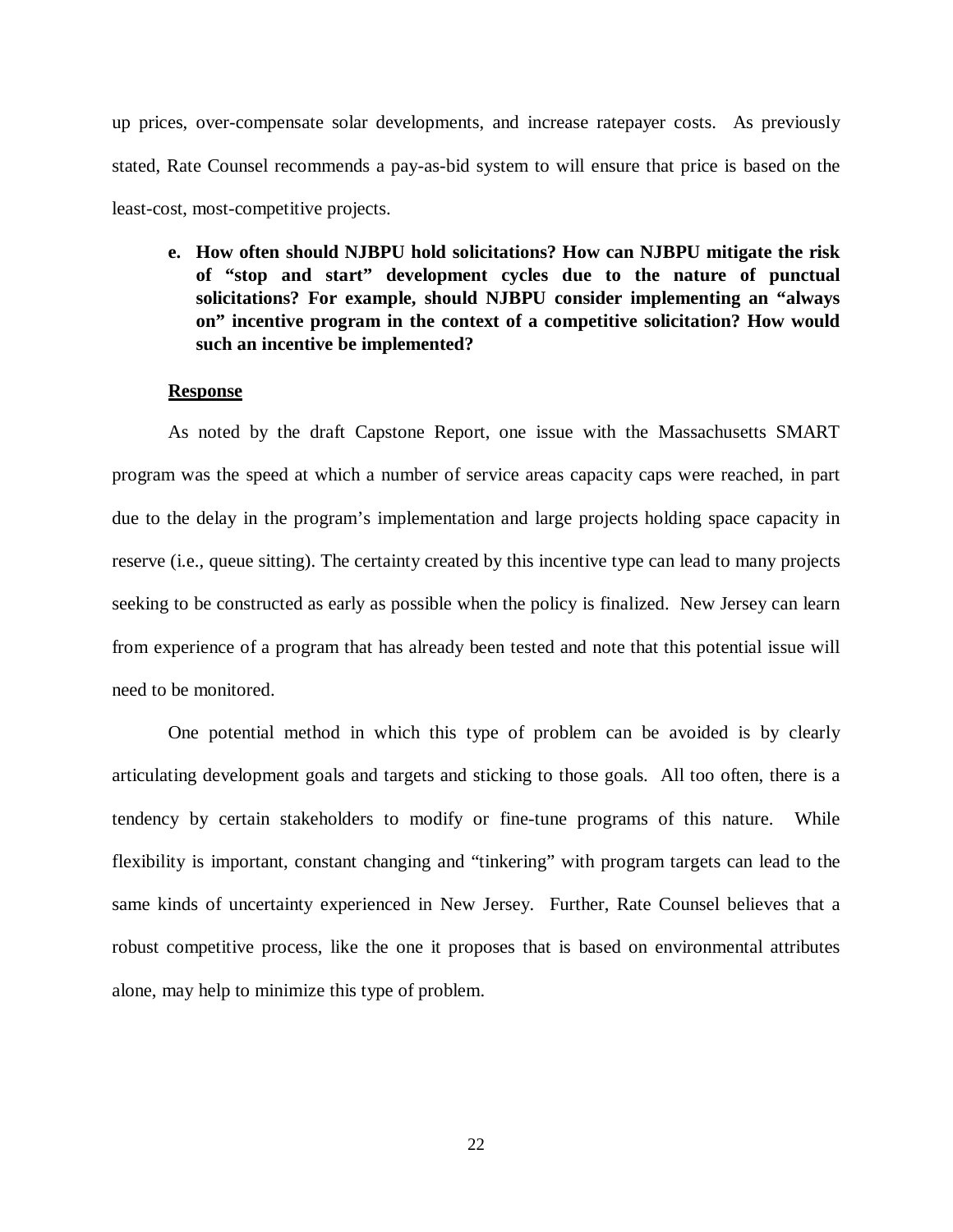up prices, over-compensate solar developments, and increase ratepayer costs. As previously stated, Rate Counsel recommends a pay-as-bid system to will ensure that price is based on the least-cost, most-competitive projects.

**e. How often should NJBPU hold solicitations? How can NJBPU mitigate the risk of "stop and start" development cycles due to the nature of punctual solicitations? For example, should NJBPU consider implementing an "always on" incentive program in the context of a competitive solicitation? How would such an incentive be implemented?**

**Response**

As noted by the draft Capstone Report, one issue with the Massachusetts SMART program was the speed at which a number of service areas capacity caps were reached, in part due to the delay in the program's implementation and large projects holding space capacity in reserve (i.e., queue sitting). The certainty created by this incentive type can lead to many projects seeking to be constructed as early as possible when the policy is finalized. New Jersey can learn from experience of a program that has already been tested and note that this potential issue will need to be monitored.

One potential method in which this type of problem can be avoided is by clearly articulating development goals and targets and sticking to those goals. All too often, there is a tendency by certain stakeholders to modify or fine-tune programs of this nature. While flexibility is important, constant changing and "tinkering" with program targets can lead to the same kinds of uncertainty experienced in New Jersey. Further, Rate Counsel believes that a robust competitive process, like the one it proposes that is based on environmental attributes alone, may help to minimize this type of problem.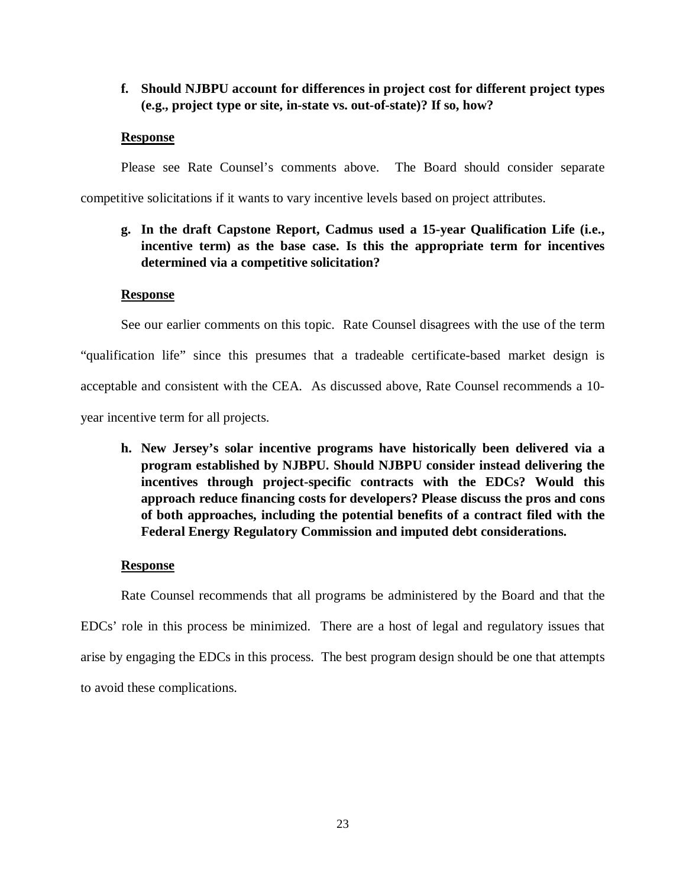**f. Should NJBPU account for differences in project cost for different project types (e.g., project type or site, in-state vs. out-of-state)? If so, how?**

**Response**

Please see Rate Counsel's comments above. The Board should consider separate competitive solicitations if it wants to vary incentive levels based on project attributes.

**g. In the draft Capstone Report, Cadmus used a 15-year Qualification Life (i.e., incentive term) as the base case. Is this the appropriate term for incentives determined via a competitive solicitation?**

**Response**

See our earlier comments on this topic. Rate Counsel disagrees with the use of the term "qualification life" since this presumes that a tradeable certificate-based market design is acceptable and consistent with the CEA. As discussed above, Rate Counsel recommends a 10-year incentive term for all projects.

**h. New Jersey's solar incentive programs have historically been delivered via a program established by NJBPU. Should NJBPU consider instead delivering the incentives through project-specific contracts with the EDCs? Would this approach reduce financing costs for developers? Please discuss the pros and cons of both approaches, including the potential benefits of a contract filed with the Federal Energy Regulatory Commission and imputed debt considerations.**

**Response**

Rate Counsel recommends that all programs be administered by the Board and that the EDCs' role in this process be minimized. There are a host of legal and regulatory issues that arise by engaging the EDCs in this process. The best program design should be one that attempts to avoid these complications.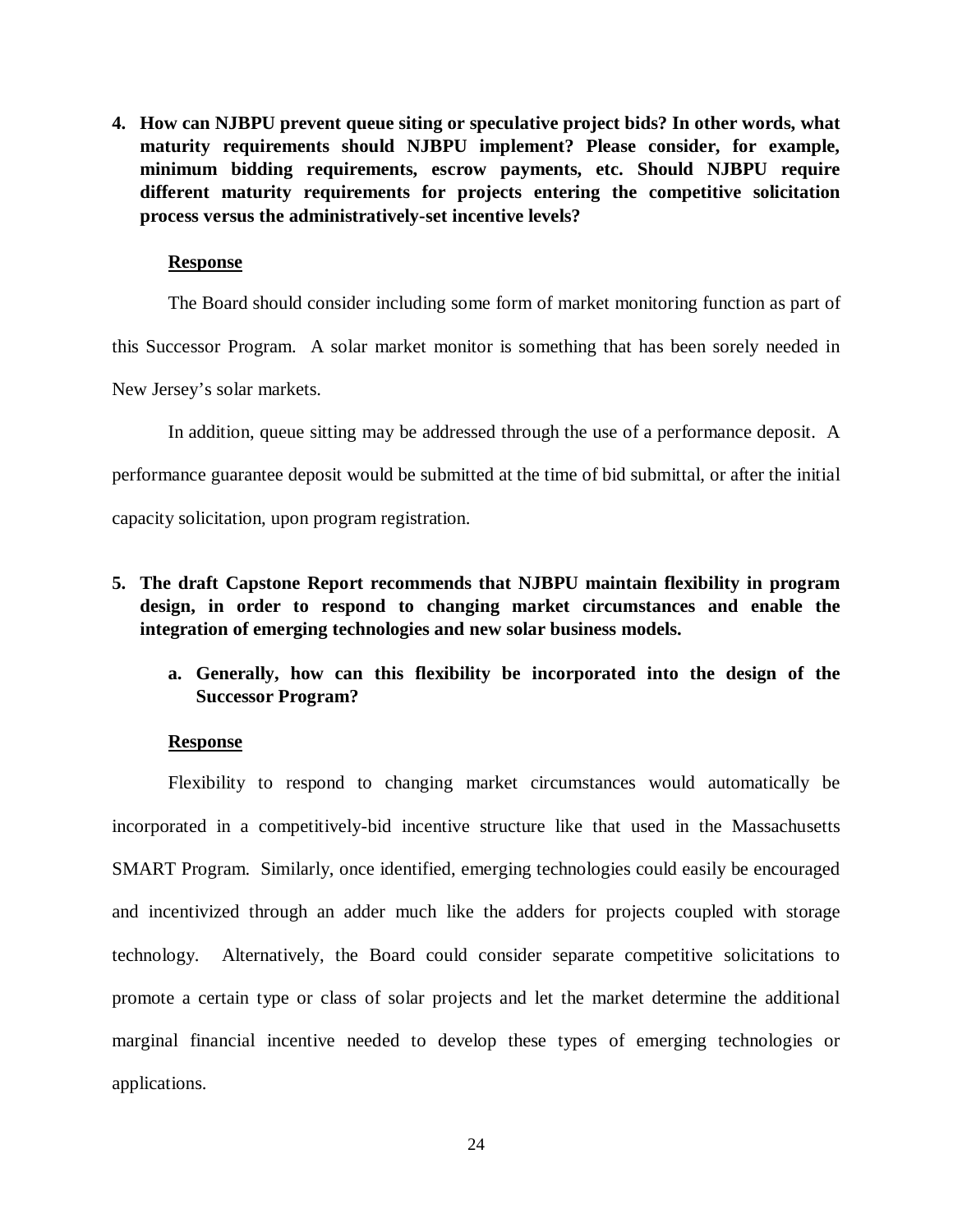**4. How can NJBPU prevent queue siting or speculative project bids? In other words, what maturity requirements should NJBPU implement? Please consider, for example, minimum bidding requirements, escrow payments, etc. Should NJBPU require different maturity requirements for projects entering the competitive solicitation process versus the administratively-set incentive levels?**

**Response**

The Board should consider including some form of market monitoring function as part of this Successor Program. A solar market monitor is something that has been sorely needed in New Jersey's solar markets.

In addition, queue sitting may be addressed through the use of a performance deposit. A performance guarantee deposit would be submitted at the time of bid submittal, or after the initial capacity solicitation, upon program registration.

**5. The draft Capstone Report recommends that NJBPU maintain flexibility in program design, in order to respond to changing market circumstances and enable the integration of emerging technologies and new solar business models.**

**a. Generally, how can this flexibility be incorporated into the design of the Successor Program?**

**Response**

Flexibility to respond to changing market circumstances would automatically be incorporated in a competitively-bid incentive structure like that used in the Massachusetts SMART Program. Similarly, once identified, emerging technologies could easily be encouraged and incentivized through an adder much like the adders for projects coupled with storage technology. Alternatively, the Board could consider separate competitive solicitations to promote a certain type or class of solar projects and let the market determine the additional marginal financial incentive needed to develop these types of emerging technologies or applications.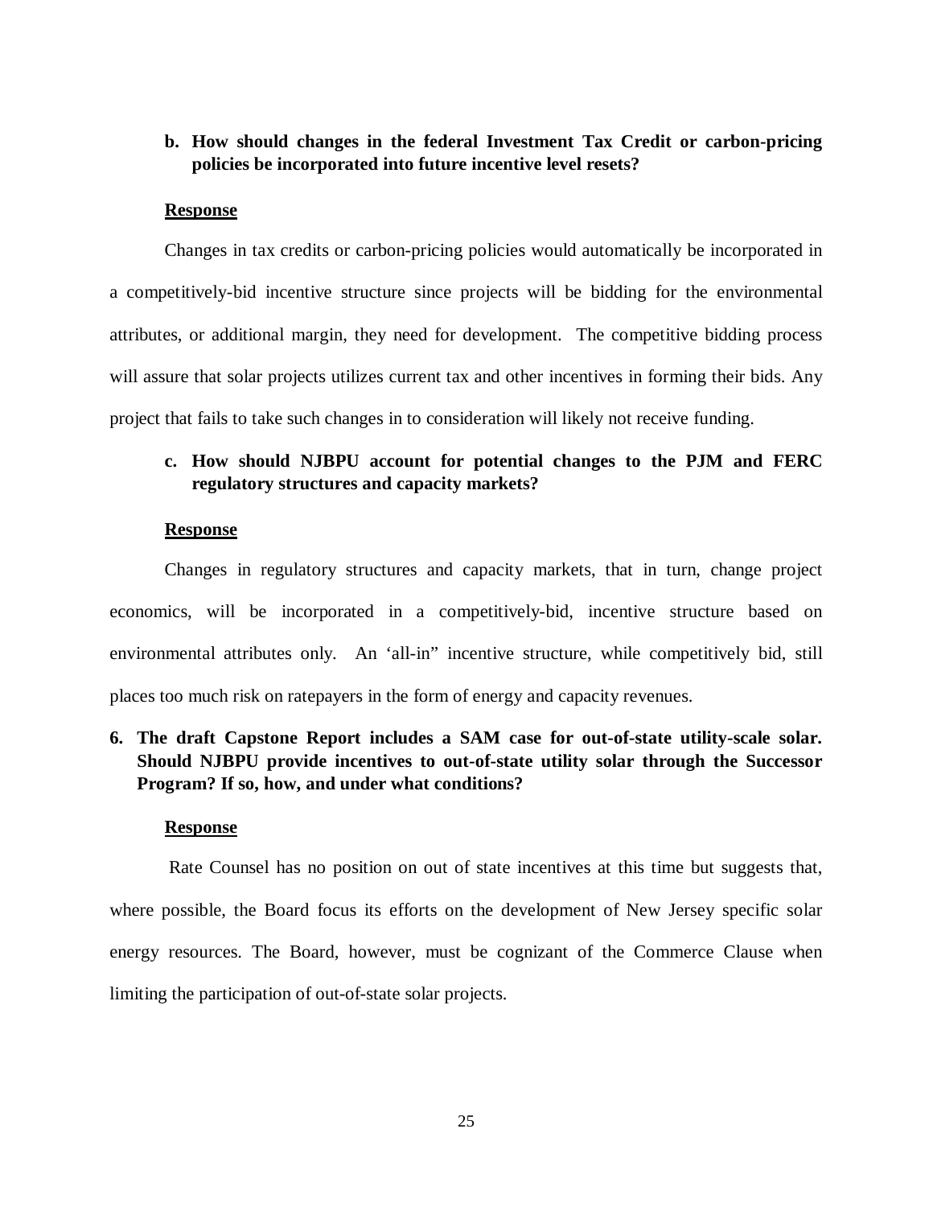**b. How should changes in the federal Investment Tax Credit or carbon-pricing policies be incorporated into future incentive level resets?**

**Response**

Changes in tax credits or carbon-pricing policies would automatically be incorporated in a competitively-bid incentive structure since projects will be bidding for the environmental attributes, or additional margin, they need for development. The competitive bidding process will assure that solar projects utilizes current tax and other incentives in forming their bids. Any project that fails to take such changes in to consideration will likely not receive funding.

**c. How should NJBPU account for potential changes to the PJM and FERC regulatory structures and capacity markets?**

**Response**

Changes in regulatory structures and capacity markets, that in turn, change project economics, will be incorporated in a competitively-bid, incentive structure based on environmental attributes only. An 'all-in" incentive structure, while competitively bid, still places too much risk on ratepayers in the form of energy and capacity revenues.

**6. The draft Capstone Report includes a SAM case for out-of-state utility-scale solar. Should NJBPU provide incentives to out-of-state utility solar through the Successor Program? If so, how, and under what conditions?**

**Response**

Rate Counsel has no position on out of state incentives at this time but suggests that, where possible, the Board focus its efforts on the development of New Jersey specific solar energy resources. The Board, however, must be cognizant of the Commerce Clause when limiting the participation of out-of-state solar projects.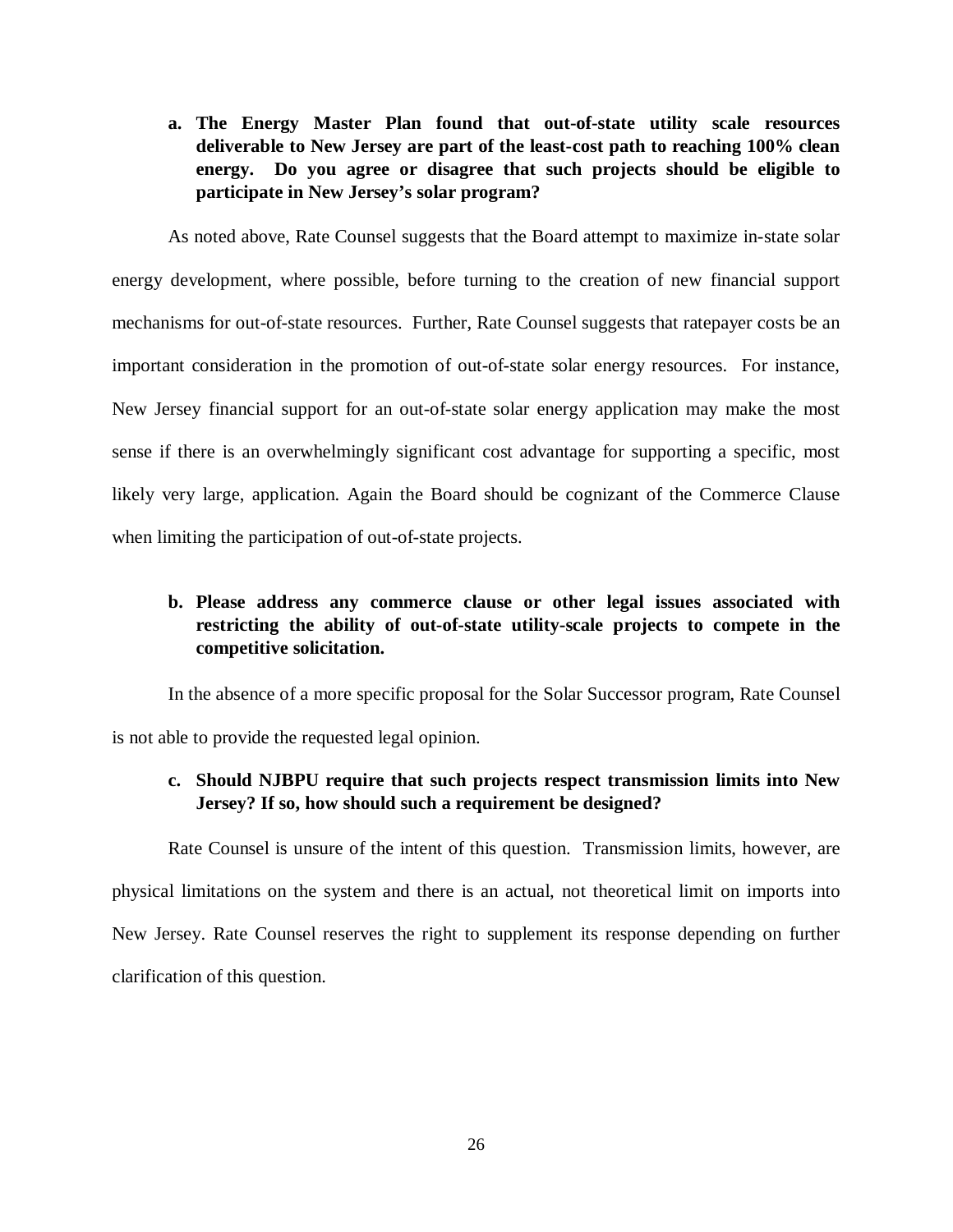a. **The Energy Master Plan found that out-of-state utility scale resources deliverable to New Jersey are part of the least-cost path to reaching 100% clean energy. Do you agree or disagree that such projects should be eligible to participate in New Jersey's solar program?**

As noted above, Rate Counsel suggests that the Board attempt to maximize in-state solar energy development, where possible, before turning to the creation of new financial support mechanisms for out-of-state resources. Further, Rate Counsel suggests that ratepayer costs be an important consideration in the promotion of out-of-state solar energy resources. For instance, New Jersey financial support for an out-of-state solar energy application may make the most sense if there is an overwhelmingly significant cost advantage for supporting a specific, most likely very large, application. Again the Board should be cognizant of the Commerce Clause when limiting the participation of out-of-state projects.

b. **Please address any commerce clause or other legal issues associated with restricting the ability of out-of-state utility-scale projects to compete in the competitive solicitation.**

In the absence of a more specific proposal for the Solar Successor program, Rate Counsel is not able to provide the requested legal opinion.

c. **Should NJBPU require that such projects respect transmission limits into New Jersey? If so, how should such a requirement be designed?**

Rate Counsel is unsure of the intent of this question. Transmission limits, however, are physical limitations on the system and there is an actual, not theoretical limit on imports into New Jersey. Rate Counsel reserves the right to supplement its response depending on further clarification of this question.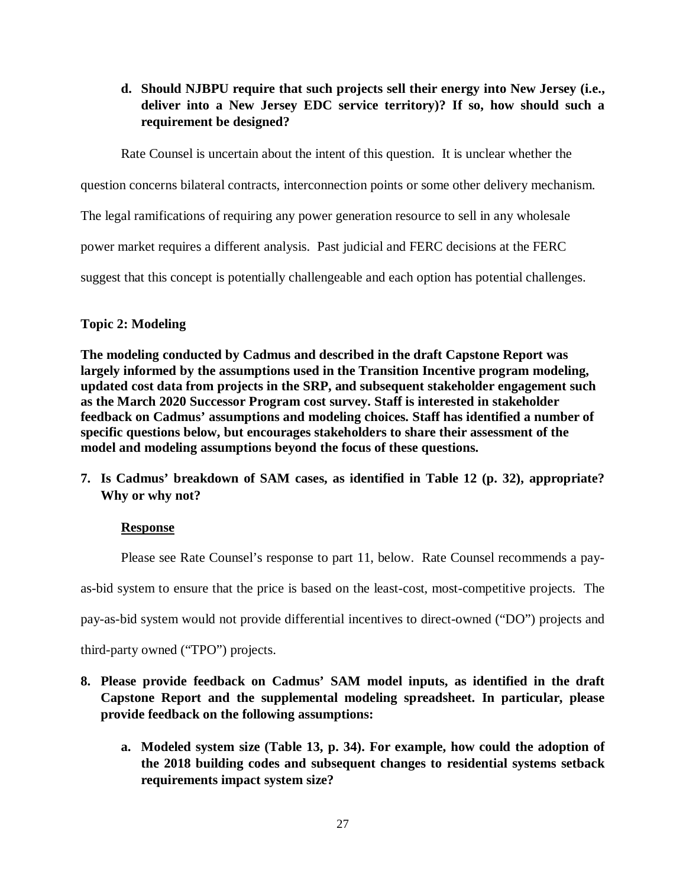**d. Should NJBPU require that such projects sell their energy into New Jersey (i.e., deliver into a New Jersey EDC service territory)? If so, how should such a requirement be designed?**

Rate Counsel is uncertain about the intent of this question. It is unclear whether the question concerns bilateral contracts, interconnection points or some other delivery mechanism. The legal ramifications of requiring any power generation resource to sell in any wholesale power market requires a different analysis. Past judicial and FERC decisions at the FERC suggest that this concept is potentially challengeable and each option has potential challenges.

**Topic 2: Modeling**

**The modeling conducted by Cadmus and described in the draft Capstone Report was largely informed by the assumptions used in the Transition Incentive program modeling, updated cost data from projects in the SRP, and subsequent stakeholder engagement such as the March 2020 Successor Program cost survey. Staff is interested in stakeholder feedback on Cadmus' assumptions and modeling choices. Staff has identified a number of specific questions below, but encourages stakeholders to share their assessment of the model and modeling assumptions beyond the focus of these questions.**

**7. Is Cadmus' breakdown of SAM cases, as identified in Table 12 (p. 32), appropriate? Why or why not?**

**Response**

Please see Rate Counsel's response to part 11, below. Rate Counsel recommends a pay-as-bid system to ensure that the price is based on the least-cost, most-competitive projects. The pay-as-bid system would not provide differential incentives to direct-owned ("DO") projects and third-party owned ("TPO") projects.

**8. Please provide feedback on Cadmus' SAM model inputs, as identified in the draft Capstone Report and the supplemental modeling spreadsheet. In particular, please provide feedback on the following assumptions:**

**a. Modeled system size (Table 13, p. 34). For example, how could the adoption of the 2018 building codes and subsequent changes to residential systems setback requirements impact system size?**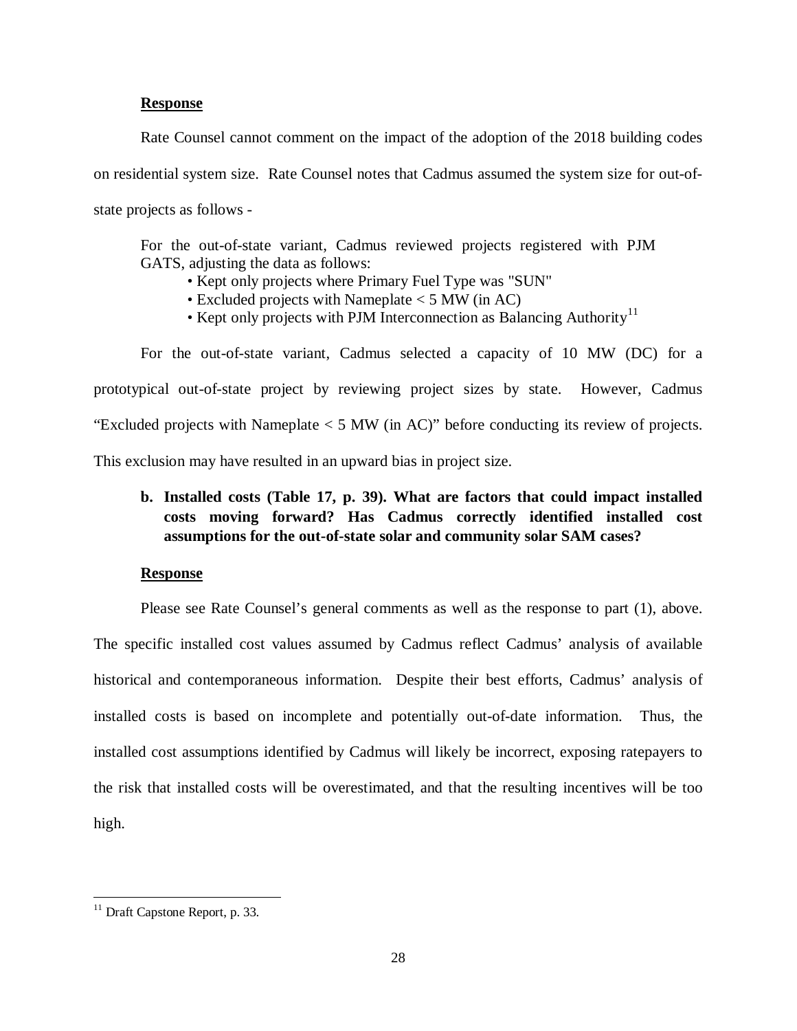**Response**

Rate Counsel cannot comment on the impact of the adoption of the 2018 building codes on residential system size. Rate Counsel notes that Cadmus assumed the system size for out-of-state projects as follows -

> For the out-of-state variant, Cadmus reviewed projects registered with PJM GATS, adjusting the data as follows:
>
> - Kept only projects where Primary Fuel Type was "SUN"
> - Excluded projects with Nameplate < 5 MW (in AC)
> - Kept only projects with PJM Interconnection as Balancing Authority[11]

For the out-of-state variant, Cadmus selected a capacity of 10 MW (DC) for a prototypical out-of-state project by reviewing project sizes by state. However, Cadmus "Excluded projects with Nameplate < 5 MW (in AC)" before conducting its review of projects. This exclusion may have resulted in an upward bias in project size.

**b. Installed costs (Table 17, p. 39). What are factors that could impact installed costs moving forward? Has Cadmus correctly identified installed cost assumptions for the out-of-state solar and community solar SAM cases?**

**Response**

Please see Rate Counsel's general comments as well as the response to part (1), above. The specific installed cost values assumed by Cadmus reflect Cadmus' analysis of available historical and contemporaneous information. Despite their best efforts, Cadmus' analysis of installed costs is based on incomplete and potentially out-of-date information. Thus, the installed cost assumptions identified by Cadmus will likely be incorrect, exposing ratepayers to the risk that installed costs will be overestimated, and that the resulting incentives will be too high.

---

[11] Draft Capstone Report, p. 33.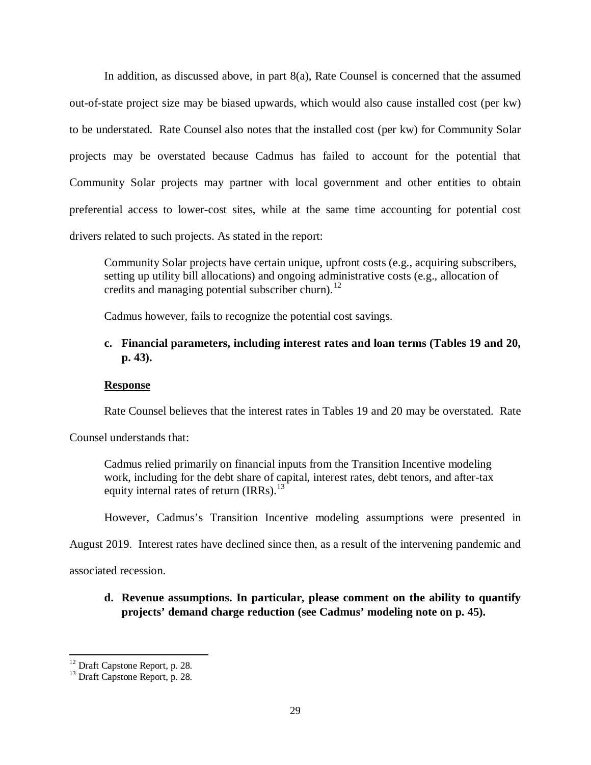In addition, as discussed above, in part 8(a), Rate Counsel is concerned that the assumed out-of-state project size may be biased upwards, which would also cause installed cost (per kw) to be understated. Rate Counsel also notes that the installed cost (per kw) for Community Solar projects may be overstated because Cadmus has failed to account for the potential that Community Solar projects may partner with local government and other entities to obtain preferential access to lower-cost sites, while at the same time accounting for potential cost drivers related to such projects. As stated in the report:

> Community Solar projects have certain unique, upfront costs (e.g., acquiring subscribers, setting up utility bill allocations) and ongoing administrative costs (e.g., allocation of credits and managing potential subscriber churn).[12]

Cadmus however, fails to recognize the potential cost savings.

**c. Financial parameters, including interest rates and loan terms (Tables 19 and 20, p. 43).**

**Response**

Rate Counsel believes that the interest rates in Tables 19 and 20 may be overstated. Rate Counsel understands that:

> Cadmus relied primarily on financial inputs from the Transition Incentive modeling work, including for the debt share of capital, interest rates, debt tenors, and after-tax equity internal rates of return (IRRs).[13]

However, Cadmus's Transition Incentive modeling assumptions were presented in August 2019. Interest rates have declined since then, as a result of the intervening pandemic and associated recession.

**d. Revenue assumptions. In particular, please comment on the ability to quantify projects' demand charge reduction (see Cadmus' modeling note on p. 45).**

---

[12] Draft Capstone Report, p. 28.

[13] Draft Capstone Report, p. 28.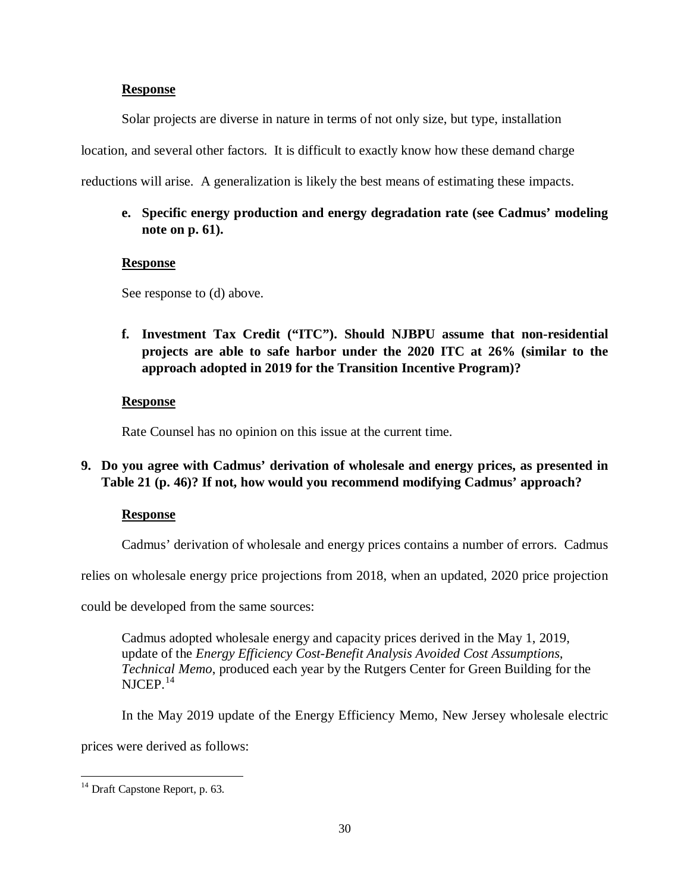**Response**

Solar projects are diverse in nature in terms of not only size, but type, installation location, and several other factors. It is difficult to exactly know how these demand charge reductions will arise. A generalization is likely the best means of estimating these impacts.

**e. Specific energy production and energy degradation rate (see Cadmus' modeling note on p. 61).**

**Response**

See response to (d) above.

**f. Investment Tax Credit ("ITC"). Should NJBPU assume that non-residential projects are able to safe harbor under the 2020 ITC at 26% (similar to the approach adopted in 2019 for the Transition Incentive Program)?**

**Response**

Rate Counsel has no opinion on this issue at the current time.

**9. Do you agree with Cadmus' derivation of wholesale and energy prices, as presented in Table 21 (p. 46)? If not, how would you recommend modifying Cadmus' approach?**

**Response**

Cadmus' derivation of wholesale and energy prices contains a number of errors. Cadmus relies on wholesale energy price projections from 2018, when an updated, 2020 price projection could be developed from the same sources:

> Cadmus adopted wholesale energy and capacity prices derived in the May 1, 2019, update of the *Energy Efficiency Cost-Benefit Analysis Avoided Cost Assumptions, Technical Memo*, produced each year by the Rutgers Center for Green Building for the NJCEP.[14]

In the May 2019 update of the Energy Efficiency Memo, New Jersey wholesale electric prices were derived as follows:

---

[14] Draft Capstone Report, p. 63.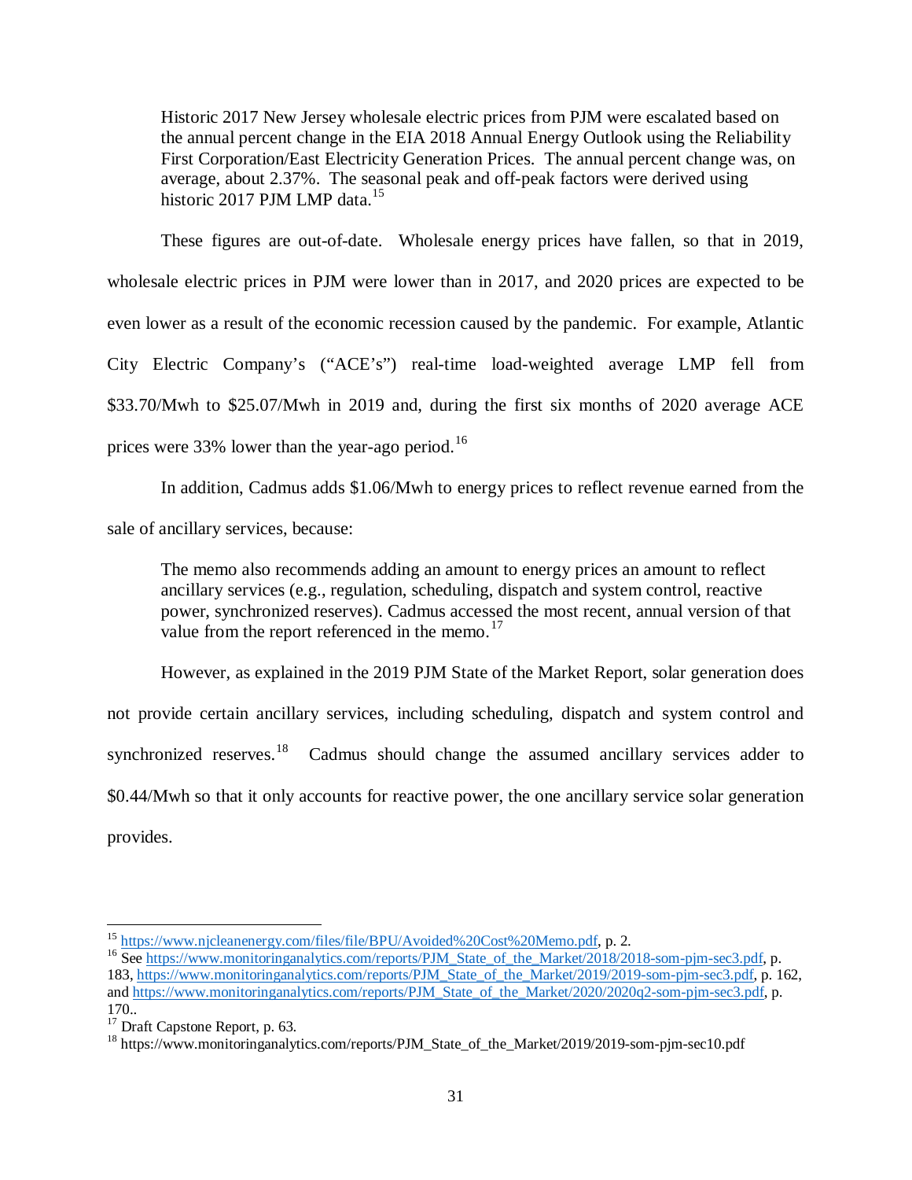> Historic 2017 New Jersey wholesale electric prices from PJM were escalated based on the annual percent change in the EIA 2018 Annual Energy Outlook using the Reliability First Corporation/East Electricity Generation Prices. The annual percent change was, on average, about 2.37%. The seasonal peak and off-peak factors were derived using historic 2017 PJM LMP data.[15]

These figures are out-of-date. Wholesale energy prices have fallen, so that in 2019, wholesale electric prices in PJM were lower than in 2017, and 2020 prices are expected to be even lower as a result of the economic recession caused by the pandemic. For example, Atlantic City Electric Company's ("ACE's") real-time load-weighted average LMP fell from $33.70/Mwh to $25.07/Mwh in 2019 and, during the first six months of 2020 average ACE prices were 33% lower than the year-ago period.[16]

In addition, Cadmus adds $1.06/Mwh to energy prices to reflect revenue earned from the sale of ancillary services, because:

> The memo also recommends adding an amount to energy prices an amount to reflect ancillary services (e.g., regulation, scheduling, dispatch and system control, reactive power, synchronized reserves). Cadmus accessed the most recent, annual version of that value from the report referenced in the memo.[17]

However, as explained in the 2019 PJM State of the Market Report, solar generation does not provide certain ancillary services, including scheduling, dispatch and system control and synchronized reserves.[18] Cadmus should change the assumed ancillary services adder to $0.44/Mwh so that it only accounts for reactive power, the one ancillary service solar generation provides.

---

[15] https://www.njcleanenergy.com/files/file/BPU/Avoided%20Cost%20Memo.pdf, p. 2.

[16] See https://www.monitoringanalytics.com/reports/PJM_State_of_the_Market/2018/2018-som-pjm-sec3.pdf, p. 183, https://www.monitoringanalytics.com/reports/PJM_State_of_the_Market/2019/2019-som-pjm-sec3.pdf, p. 162, and https://www.monitoringanalytics.com/reports/PJM_State_of_the_Market/2020/2020q2-som-pjm-sec3.pdf, p. 170..

[17] Draft Capstone Report, p. 63.

[18] https://www.monitoringanalytics.com/reports/PJM_State_of_the_Market/2019/2019-som-pjm-sec10.pdf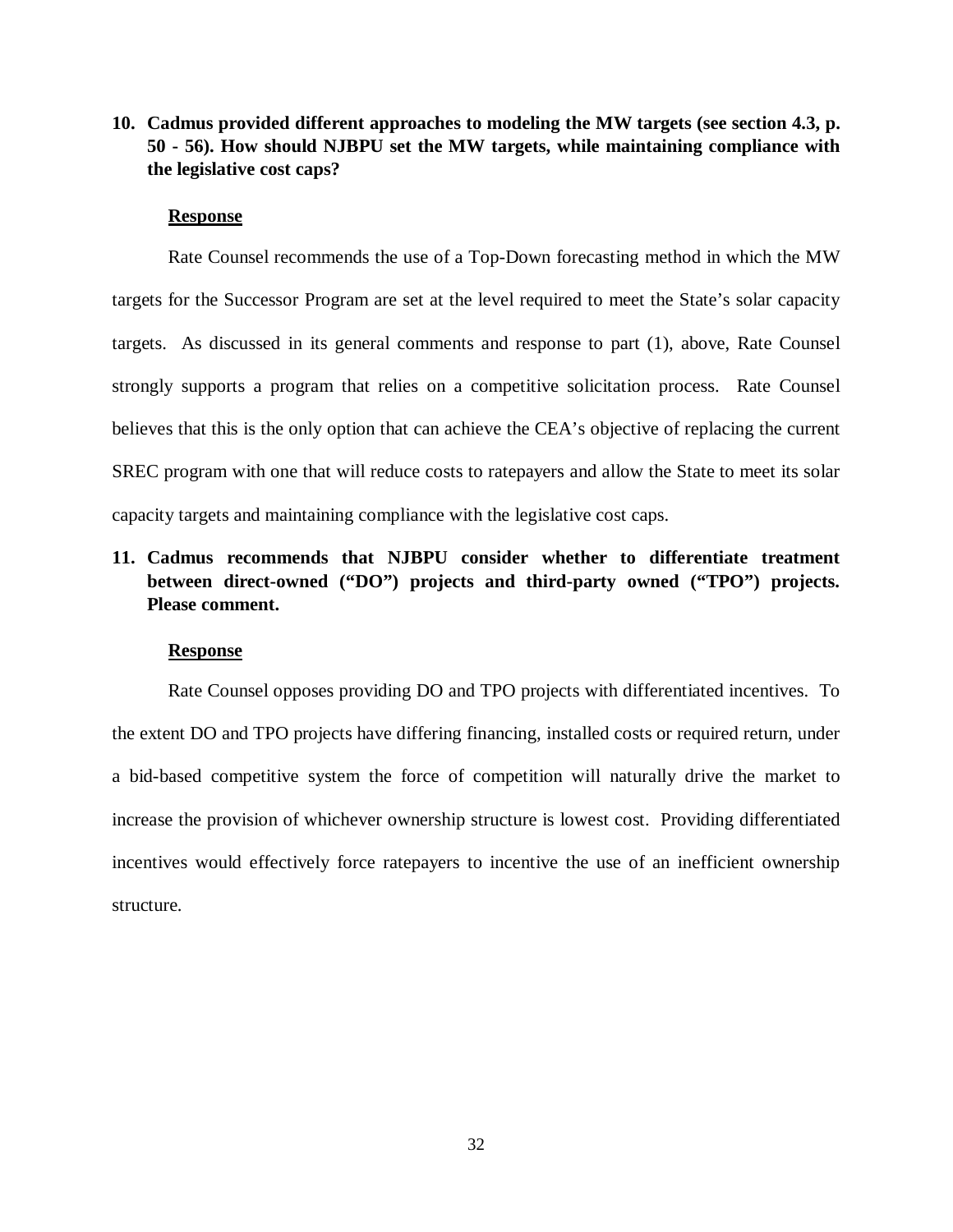**10. Cadmus provided different approaches to modeling the MW targets (see section 4.3, p. 50 - 56). How should NJBPU set the MW targets, while maintaining compliance with the legislative cost caps?**

**Response**

Rate Counsel recommends the use of a Top-Down forecasting method in which the MW targets for the Successor Program are set at the level required to meet the State's solar capacity targets. As discussed in its general comments and response to part (1), above, Rate Counsel strongly supports a program that relies on a competitive solicitation process. Rate Counsel believes that this is the only option that can achieve the CEA's objective of replacing the current SREC program with one that will reduce costs to ratepayers and allow the State to meet its solar capacity targets and maintaining compliance with the legislative cost caps.

**11. Cadmus recommends that NJBPU consider whether to differentiate treatment between direct-owned ("DO") projects and third-party owned ("TPO") projects. Please comment.**

**Response**

Rate Counsel opposes providing DO and TPO projects with differentiated incentives. To the extent DO and TPO projects have differing financing, installed costs or required return, under a bid-based competitive system the force of competition will naturally drive the market to increase the provision of whichever ownership structure is lowest cost. Providing differentiated incentives would effectively force ratepayers to incentive the use of an inefficient ownership structure.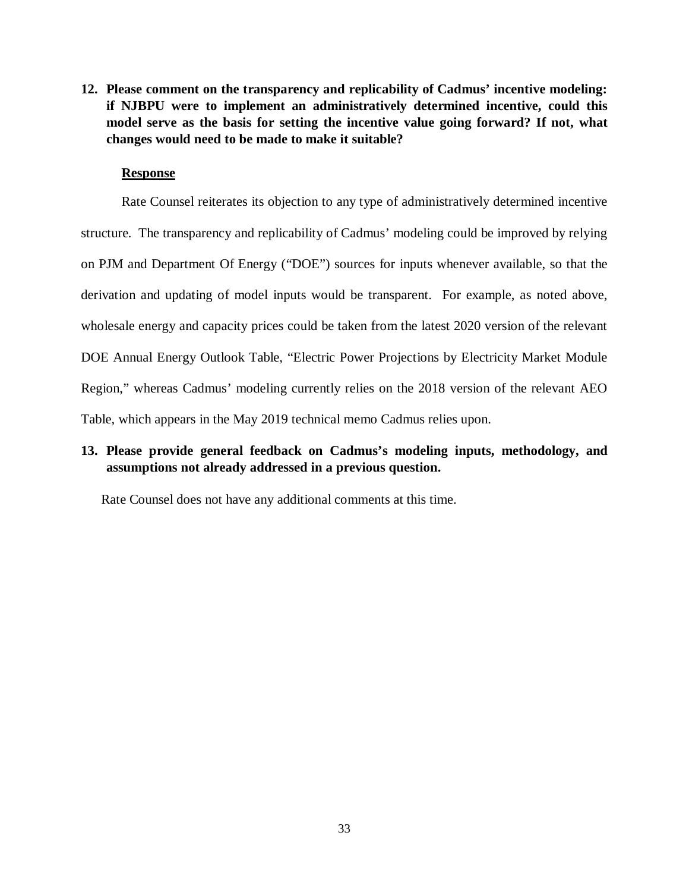**12. Please comment on the transparency and replicability of Cadmus' incentive modeling: if NJBPU were to implement an administratively determined incentive, could this model serve as the basis for setting the incentive value going forward? If not, what changes would need to be made to make it suitable?**

**Response**

Rate Counsel reiterates its objection to any type of administratively determined incentive structure. The transparency and replicability of Cadmus' modeling could be improved by relying on PJM and Department Of Energy ("DOE") sources for inputs whenever available, so that the derivation and updating of model inputs would be transparent. For example, as noted above, wholesale energy and capacity prices could be taken from the latest 2020 version of the relevant DOE Annual Energy Outlook Table, "Electric Power Projections by Electricity Market Module Region," whereas Cadmus' modeling currently relies on the 2018 version of the relevant AEO Table, which appears in the May 2019 technical memo Cadmus relies upon.

**13. Please provide general feedback on Cadmus's modeling inputs, methodology, and assumptions not already addressed in a previous question.**

Rate Counsel does not have any additional comments at this time.